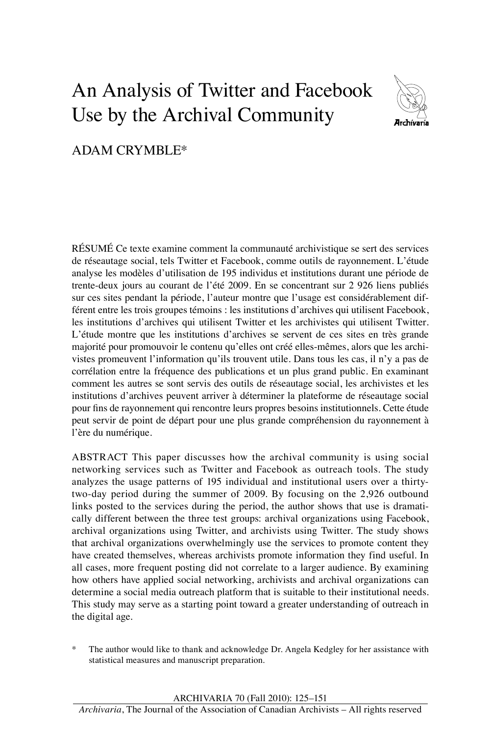# An Analysis of Twitter and Facebook Use by the Archival Community

ADAM CRYMBLE*

RÉSUMÉ Ce texte examine comment la communauté archivistique se sert des services de réseautage social, tels Twitter et Facebook, comme outils de rayonnement. L'étude analyse les modèles d'utilisation de 195 individus et institutions durant une période de trente-deux jours au courant de l'été 2009. En se concentrant sur 2 926 liens publiés sur ces sites pendant la période, l'auteur montre que l'usage est considérablement différent entre les trois groupes témoins : les institutions d'archives qui utilisent Facebook, les institutions d'archives qui utilisent Twitter et les archivistes qui utilisent Twitter. L'étude montre que les institutions d'archives se servent de ces sites en très grande majorité pour promouvoir le contenu qu'elles ont créé elles-mêmes, alors que les archivistes promeuvent l'information qu'ils trouvent utile. Dans tous les cas, il n'y a pas de corrélation entre la fréquence des publications et un plus grand public. En examinant comment les autres se sont servis des outils de réseautage social, les archivistes et les institutions d'archives peuvent arriver à déterminer la plateforme de réseautage social pour fins de rayonnement qui rencontre leurs propres besoins institutionnels. Cette étude peut servir de point de départ pour une plus grande compréhension du rayonnement à l'ère du numérique.

ABSTRACT This paper discusses how the archival community is using social networking services such as Twitter and Facebook as outreach tools. The study analyzes the usage patterns of 195 individual and institutional users over a thirty-two-day period during the summer of 2009. By focusing on the 2,926 outbound links posted to the services during the period, the author shows that use is dramatically different between the three test groups: archival organizations using Facebook, archival organizations using Twitter, and archivists using Twitter. The study shows that archival organizations overwhelmingly use the services to promote content they have created themselves, whereas archivists promote information they find useful. In all cases, more frequent posting did not correlate to a larger audience. By examining how others have applied social networking, archivists and archival organizations can determine a social media outreach platform that is suitable to their institutional needs. This study may serve as a starting point toward a greater understanding of outreach in the digital age.

\* The author would like to thank and acknowledge Dr. Angela Kedgley for her assistance with statistical measures and manuscript preparation.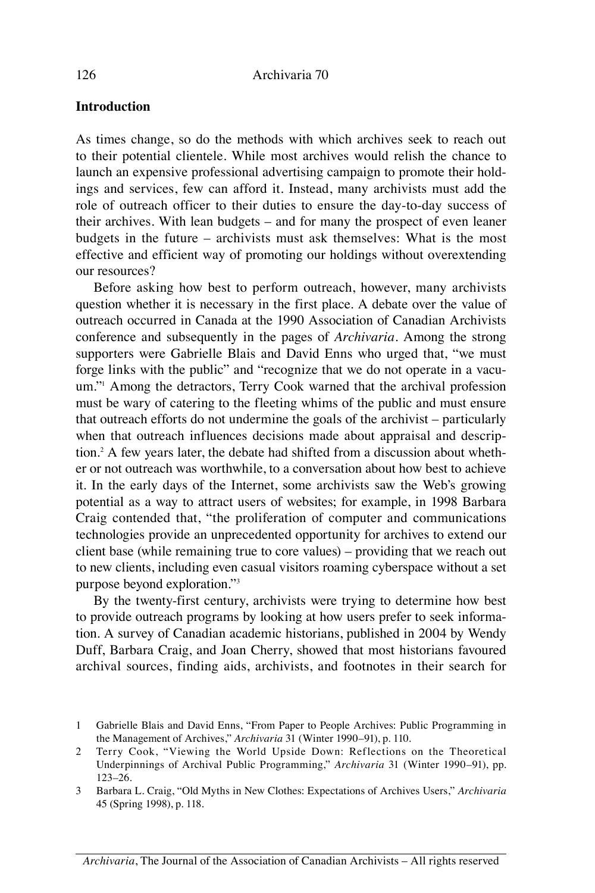## Introduction

As times change, so do the methods with which archives seek to reach out to their potential clientele. While most archives would relish the chance to launch an expensive professional advertising campaign to promote their holdings and services, few can afford it. Instead, many archivists must add the role of outreach officer to their duties to ensure the day-to-day success of their archives. With lean budgets – and for many the prospect of even leaner budgets in the future – archivists must ask themselves: What is the most effective and efficient way of promoting our holdings without overextending our resources?

Before asking how best to perform outreach, however, many archivists question whether it is necessary in the first place. A debate over the value of outreach occurred in Canada at the 1990 Association of Canadian Archivists conference and subsequently in the pages of *Archivaria*. Among the strong supporters were Gabrielle Blais and David Enns who urged that, "we must forge links with the public" and "recognize that we do not operate in a vacuum."[1] Among the detractors, Terry Cook warned that the archival profession must be wary of catering to the fleeting whims of the public and must ensure that outreach efforts do not undermine the goals of the archivist – particularly when that outreach influences decisions made about appraisal and description.[2] A few years later, the debate had shifted from a discussion about whether or not outreach was worthwhile, to a conversation about how best to achieve it. In the early days of the Internet, some archivists saw the Web's growing potential as a way to attract users of websites; for example, in 1998 Barbara Craig contended that, "the proliferation of computer and communications technologies provide an unprecedented opportunity for archives to extend our client base (while remaining true to core values) – providing that we reach out to new clients, including even casual visitors roaming cyberspace without a set purpose beyond exploration."[3]

By the twenty-first century, archivists were trying to determine how best to provide outreach programs by looking at how users prefer to seek information. A survey of Canadian academic historians, published in 2004 by Wendy Duff, Barbara Craig, and Joan Cherry, showed that most historians favoured archival sources, finding aids, archivists, and footnotes in their search for

1 Gabrielle Blais and David Enns, "From Paper to People Archives: Public Programming in the Management of Archives," *Archivaria* 31 (Winter 1990–91), p. 110.

2 Terry Cook, "Viewing the World Upside Down: Reflections on the Theoretical Underpinnings of Archival Public Programming," *Archivaria* 31 (Winter 1990–91), pp. 123–26.

3 Barbara L. Craig, "Old Myths in New Clothes: Expectations of Archives Users," *Archivaria* 45 (Spring 1998), p. 118.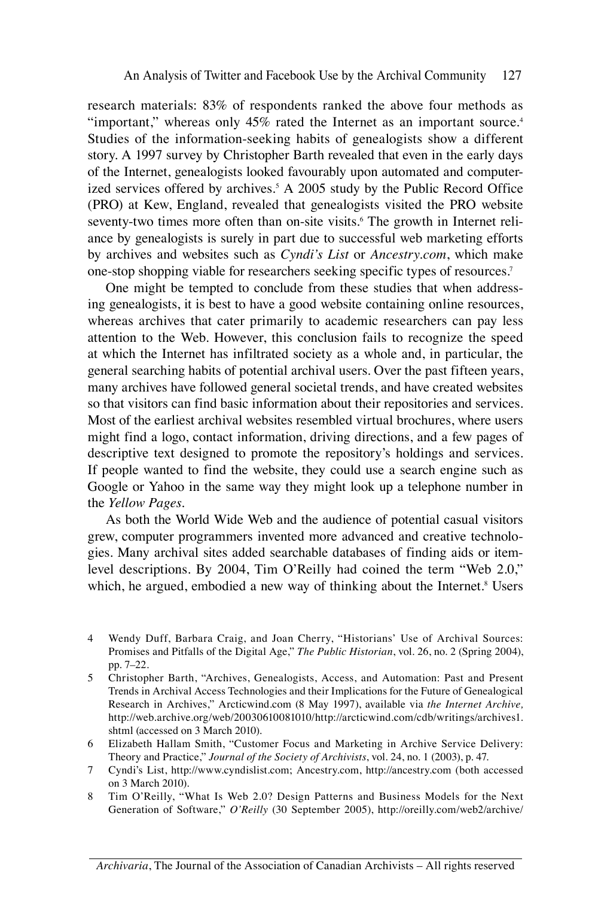research materials: 83% of respondents ranked the above four methods as "important," whereas only 45% rated the Internet as an important source.[4] Studies of the information-seeking habits of genealogists show a different story. A 1997 survey by Christopher Barth revealed that even in the early days of the Internet, genealogists looked favourably upon automated and computerized services offered by archives.[5] A 2005 study by the Public Record Office (PRO) at Kew, England, revealed that genealogists visited the PRO website seventy-two times more often than on-site visits.[6] The growth in Internet reliance by genealogists is surely in part due to successful web marketing efforts by archives and websites such as *Cyndi's List* or *Ancestry.com*, which make one-stop shopping viable for researchers seeking specific types of resources.[7]

One might be tempted to conclude from these studies that when addressing genealogists, it is best to have a good website containing online resources, whereas archives that cater primarily to academic researchers can pay less attention to the Web. However, this conclusion fails to recognize the speed at which the Internet has infiltrated society as a whole and, in particular, the general searching habits of potential archival users. Over the past fifteen years, many archives have followed general societal trends, and have created websites so that visitors can find basic information about their repositories and services. Most of the earliest archival websites resembled virtual brochures, where users might find a logo, contact information, driving directions, and a few pages of descriptive text designed to promote the repository's holdings and services. If people wanted to find the website, they could use a search engine such as Google or Yahoo in the same way they might look up a telephone number in the *Yellow Pages*.

As both the World Wide Web and the audience of potential casual visitors grew, computer programmers invented more advanced and creative technologies. Many archival sites added searchable databases of finding aids or item-level descriptions. By 2004, Tim O'Reilly had coined the term "Web 2.0," which, he argued, embodied a new way of thinking about the Internet.[8] Users

4 Wendy Duff, Barbara Craig, and Joan Cherry, "Historians' Use of Archival Sources: Promises and Pitfalls of the Digital Age," *The Public Historian*, vol. 26, no. 2 (Spring 2004), pp. 7–22.

5 Christopher Barth, "Archives, Genealogists, Access, and Automation: Past and Present Trends in Archival Access Technologies and their Implications for the Future of Genealogical Research in Archives," Arcticwind.com (8 May 1997), available via *the Internet Archive,* http://web.archive.org/web/20030610081010/http://arcticwind.com/cdb/writings/archives1.shtml (accessed on 3 March 2010).

6 Elizabeth Hallam Smith, "Customer Focus and Marketing in Archive Service Delivery: Theory and Practice," *Journal of the Society of Archivists*, vol. 24, no. 1 (2003), p. 47.

7 Cyndi's List, http://www.cyndislist.com; Ancestry.com, http://ancestry.com (both accessed on 3 March 2010).

8 Tim O'Reilly, "What Is Web 2.0? Design Patterns and Business Models for the Next Generation of Software," *O'Reilly* (30 September 2005), http://oreilly.com/web2/archive/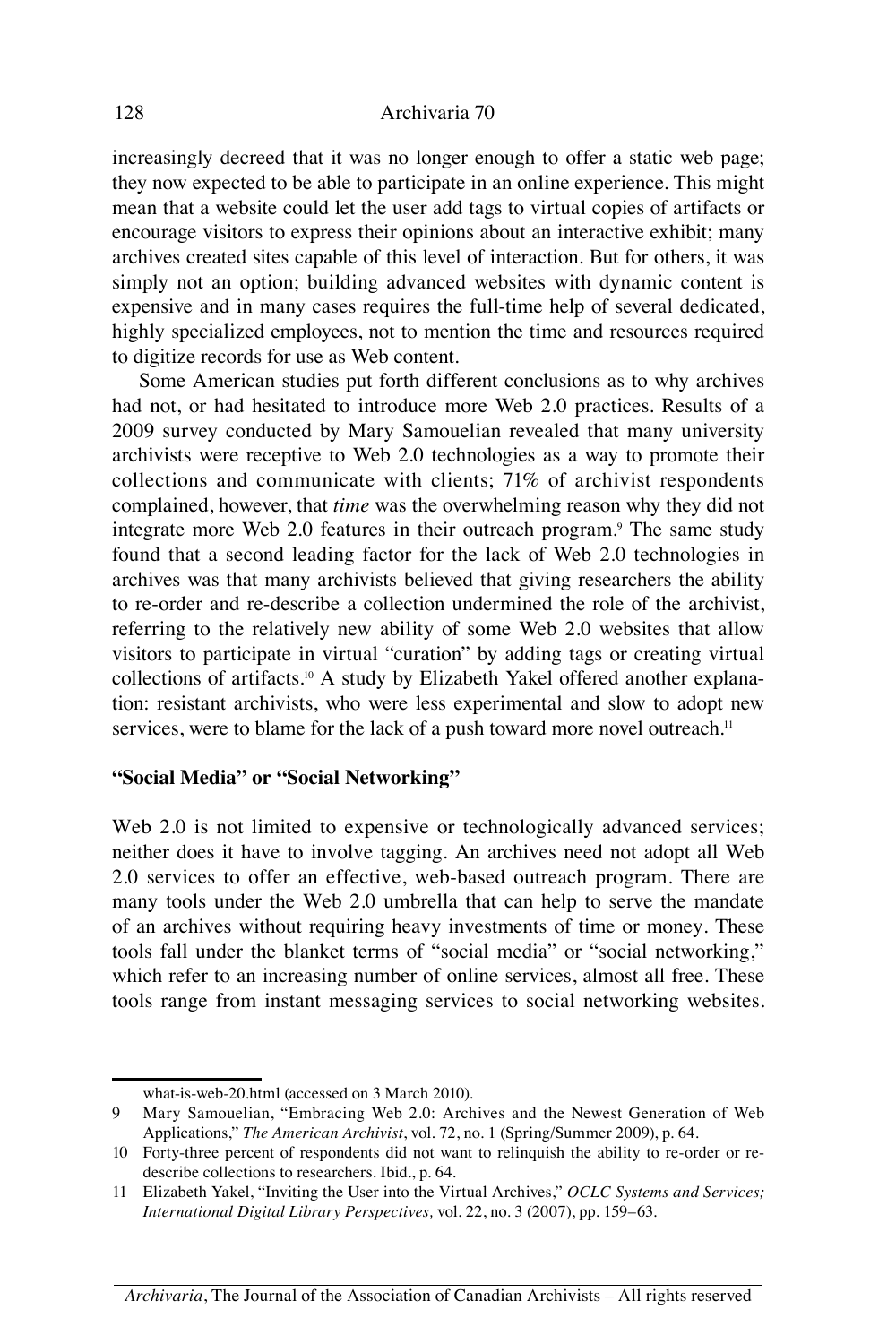increasingly decreed that it was no longer enough to offer a static web page; they now expected to be able to participate in an online experience. This might mean that a website could let the user add tags to virtual copies of artifacts or encourage visitors to express their opinions about an interactive exhibit; many archives created sites capable of this level of interaction. But for others, it was simply not an option; building advanced websites with dynamic content is expensive and in many cases requires the full-time help of several dedicated, highly specialized employees, not to mention the time and resources required to digitize records for use as Web content.

Some American studies put forth different conclusions as to why archives had not, or had hesitated to introduce more Web 2.0 practices. Results of a 2009 survey conducted by Mary Samouelian revealed that many university archivists were receptive to Web 2.0 technologies as a way to promote their collections and communicate with clients; 71% of archivist respondents complained, however, that *time* was the overwhelming reason why they did not integrate more Web 2.0 features in their outreach program.[9] The same study found that a second leading factor for the lack of Web 2.0 technologies in archives was that many archivists believed that giving researchers the ability to re-order and re-describe a collection undermined the role of the archivist, referring to the relatively new ability of some Web 2.0 websites that allow visitors to participate in virtual "curation" by adding tags or creating virtual collections of artifacts.[10] A study by Elizabeth Yakel offered another explanation: resistant archivists, who were less experimental and slow to adopt new services, were to blame for the lack of a push toward more novel outreach.[11]

### "Social Media" or "Social Networking"

Web 2.0 is not limited to expensive or technologically advanced services; neither does it have to involve tagging. An archives need not adopt all Web 2.0 services to offer an effective, web-based outreach program. There are many tools under the Web 2.0 umbrella that can help to serve the mandate of an archives without requiring heavy investments of time or money. These tools fall under the blanket terms of "social media" or "social networking," which refer to an increasing number of online services, almost all free. These tools range from instant messaging services to social networking websites.

---

what-is-web-20.html (accessed on 3 March 2010).

9 Mary Samouelian, "Embracing Web 2.0: Archives and the Newest Generation of Web Applications," *The American Archivist*, vol. 72, no. 1 (Spring/Summer 2009), p. 64.

10 Forty-three percent of respondents did not want to relinquish the ability to re-order or re-describe collections to researchers. Ibid., p. 64.

11 Elizabeth Yakel, "Inviting the User into the Virtual Archives," *OCLC Systems and Services; International Digital Library Perspectives,* vol. 22, no. 3 (2007), pp. 159–63.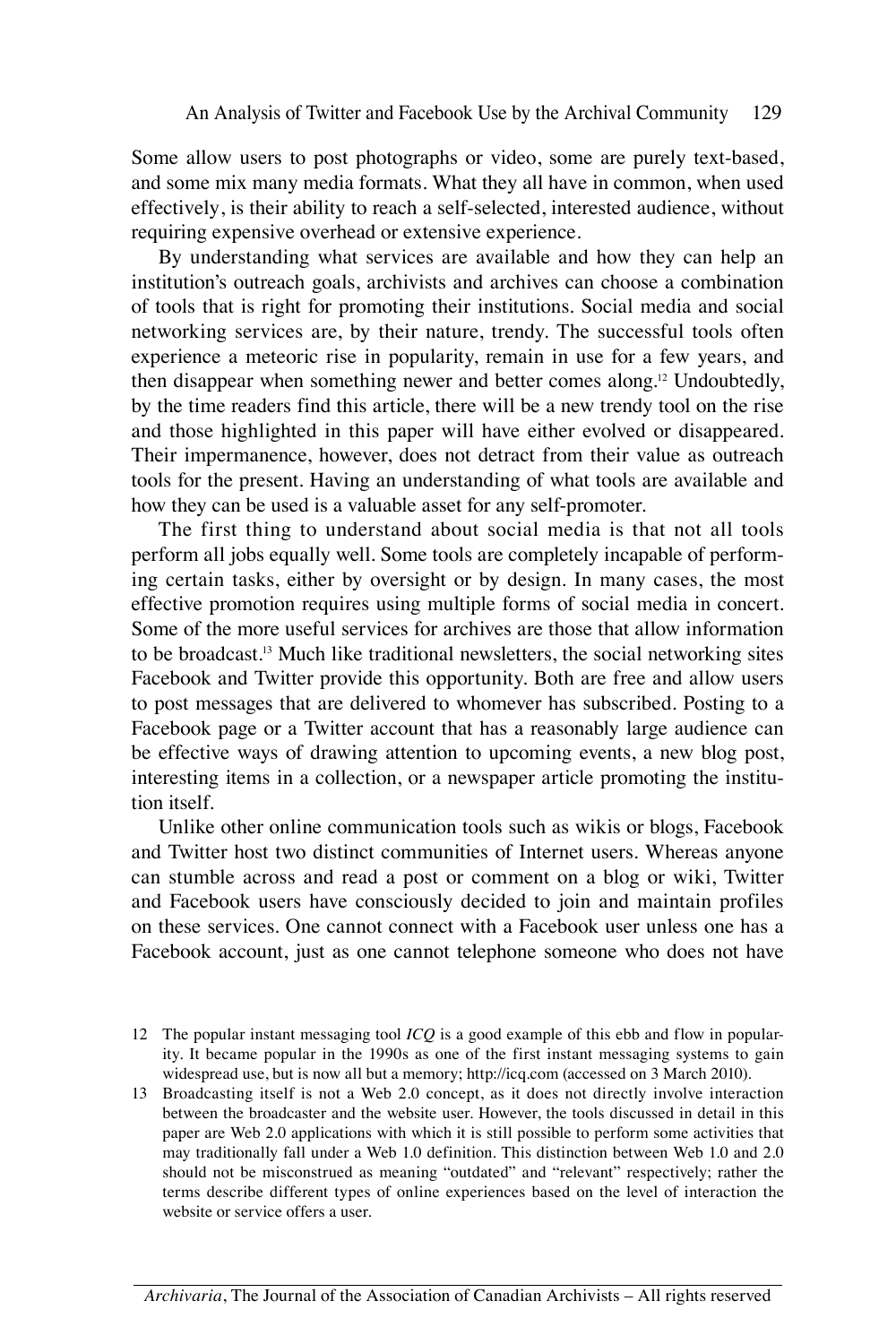Some allow users to post photographs or video, some are purely text-based, and some mix many media formats. What they all have in common, when used effectively, is their ability to reach a self-selected, interested audience, without requiring expensive overhead or extensive experience.

By understanding what services are available and how they can help an institution's outreach goals, archivists and archives can choose a combination of tools that is right for promoting their institutions. Social media and social networking services are, by their nature, trendy. The successful tools often experience a meteoric rise in popularity, remain in use for a few years, and then disappear when something newer and better comes along.[12] Undoubtedly, by the time readers find this article, there will be a new trendy tool on the rise and those highlighted in this paper will have either evolved or disappeared. Their impermanence, however, does not detract from their value as outreach tools for the present. Having an understanding of what tools are available and how they can be used is a valuable asset for any self-promoter.

The first thing to understand about social media is that not all tools perform all jobs equally well. Some tools are completely incapable of performing certain tasks, either by oversight or by design. In many cases, the most effective promotion requires using multiple forms of social media in concert. Some of the more useful services for archives are those that allow information to be broadcast.[13] Much like traditional newsletters, the social networking sites Facebook and Twitter provide this opportunity. Both are free and allow users to post messages that are delivered to whomever has subscribed. Posting to a Facebook page or a Twitter account that has a reasonably large audience can be effective ways of drawing attention to upcoming events, a new blog post, interesting items in a collection, or a newspaper article promoting the institution itself.

Unlike other online communication tools such as wikis or blogs, Facebook and Twitter host two distinct communities of Internet users. Whereas anyone can stumble across and read a post or comment on a blog or wiki, Twitter and Facebook users have consciously decided to join and maintain profiles on these services. One cannot connect with a Facebook user unless one has a Facebook account, just as one cannot telephone someone who does not have

12 The popular instant messaging tool *ICQ* is a good example of this ebb and flow in popularity. It became popular in the 1990s as one of the first instant messaging systems to gain widespread use, but is now all but a memory; http://icq.com (accessed on 3 March 2010).

13 Broadcasting itself is not a Web 2.0 concept, as it does not directly involve interaction between the broadcaster and the website user. However, the tools discussed in detail in this paper are Web 2.0 applications with which it is still possible to perform some activities that may traditionally fall under a Web 1.0 definition. This distinction between Web 1.0 and 2.0 should not be misconstrued as meaning "outdated" and "relevant" respectively; rather the terms describe different types of online experiences based on the level of interaction the website or service offers a user.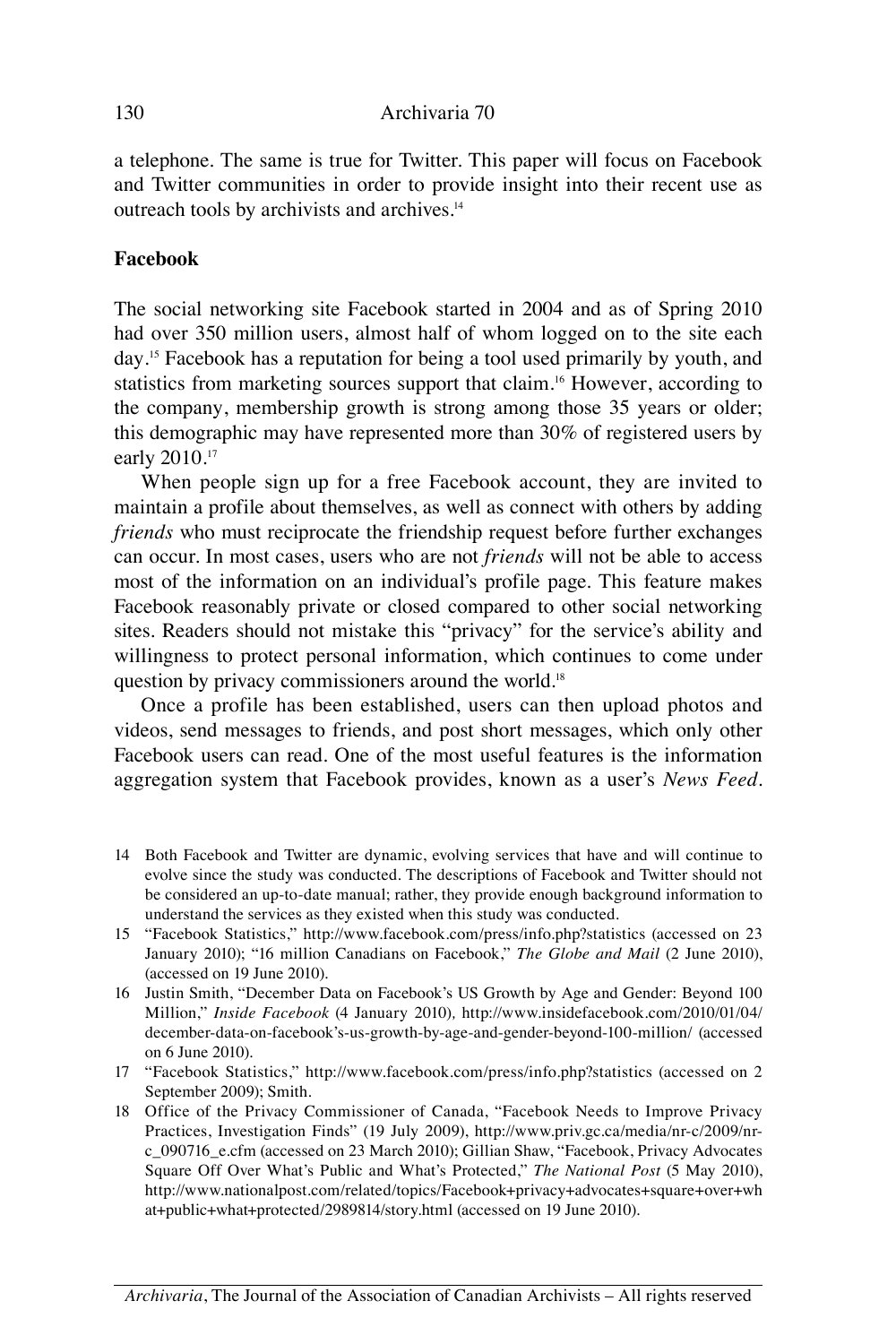a telephone. The same is true for Twitter. This paper will focus on Facebook and Twitter communities in order to provide insight into their recent use as outreach tools by archivists and archives.[14]

## Facebook

The social networking site Facebook started in 2004 and as of Spring 2010 had over 350 million users, almost half of whom logged on to the site each day.[15] Facebook has a reputation for being a tool used primarily by youth, and statistics from marketing sources support that claim.[16] However, according to the company, membership growth is strong among those 35 years or older; this demographic may have represented more than 30% of registered users by early 2010.[17]

When people sign up for a free Facebook account, they are invited to maintain a profile about themselves, as well as connect with others by adding *friends* who must reciprocate the friendship request before further exchanges can occur. In most cases, users who are not *friends* will not be able to access most of the information on an individual's profile page. This feature makes Facebook reasonably private or closed compared to other social networking sites. Readers should not mistake this "privacy" for the service's ability and willingness to protect personal information, which continues to come under question by privacy commissioners around the world.[18]

Once a profile has been established, users can then upload photos and videos, send messages to friends, and post short messages, which only other Facebook users can read. One of the most useful features is the information aggregation system that Facebook provides, known as a user's *News Feed*.

14 Both Facebook and Twitter are dynamic, evolving services that have and will continue to evolve since the study was conducted. The descriptions of Facebook and Twitter should not be considered an up-to-date manual; rather, they provide enough background information to understand the services as they existed when this study was conducted.

15 "Facebook Statistics," http://www.facebook.com/press/info.php?statistics (accessed on 23 January 2010); "16 million Canadians on Facebook," *The Globe and Mail* (2 June 2010), (accessed on 19 June 2010).

16 Justin Smith, "December Data on Facebook's US Growth by Age and Gender: Beyond 100 Million," *Inside Facebook* (4 January 2010), http://www.insidefacebook.com/2010/01/04/december-data-on-facebook's-us-growth-by-age-and-gender-beyond-100-million/ (accessed on 6 June 2010).

17 "Facebook Statistics," http://www.facebook.com/press/info.php?statistics (accessed on 2 September 2009); Smith.

18 Office of the Privacy Commissioner of Canada, "Facebook Needs to Improve Privacy Practices, Investigation Finds" (19 July 2009), http://www.priv.gc.ca/media/nr-c/2009/nr-c_090716_e.cfm (accessed on 23 March 2010); Gillian Shaw, "Facebook, Privacy Advocates Square Off Over What's Public and What's Protected," *The National Post* (5 May 2010), http://www.nationalpost.com/related/topics/Facebook+privacy+advocates+square+over+what+public+what+protected/2989814/story.html (accessed on 19 June 2010).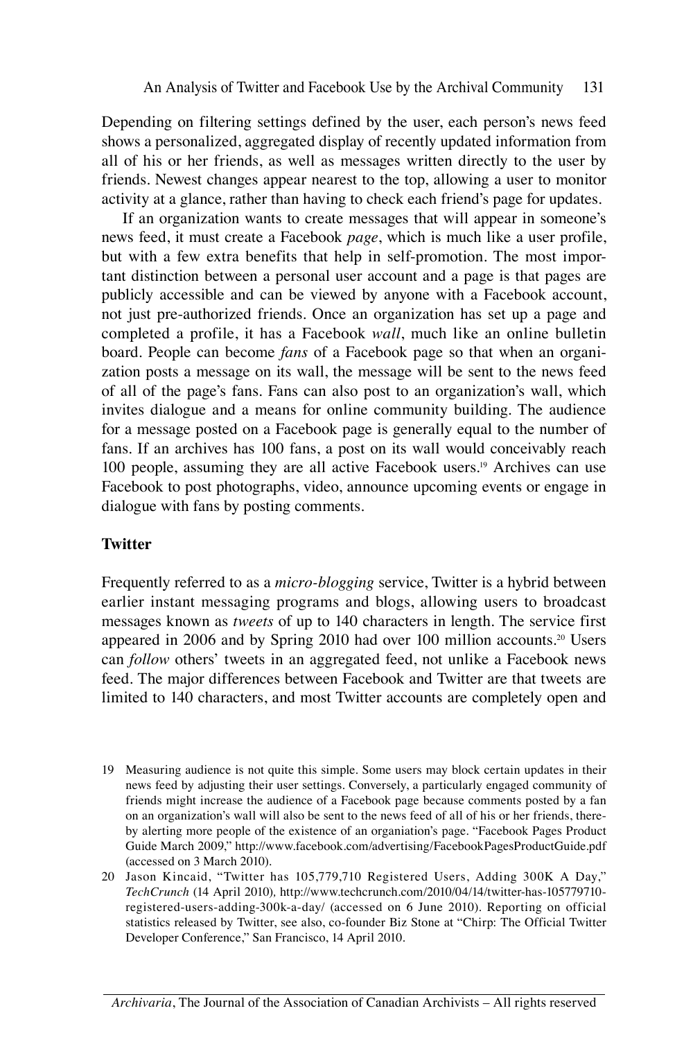Depending on filtering settings defined by the user, each person's news feed shows a personalized, aggregated display of recently updated information from all of his or her friends, as well as messages written directly to the user by friends. Newest changes appear nearest to the top, allowing a user to monitor activity at a glance, rather than having to check each friend's page for updates.

If an organization wants to create messages that will appear in someone's news feed, it must create a Facebook *page*, which is much like a user profile, but with a few extra benefits that help in self-promotion. The most important distinction between a personal user account and a page is that pages are publicly accessible and can be viewed by anyone with a Facebook account, not just pre-authorized friends. Once an organization has set up a page and completed a profile, it has a Facebook *wall*, much like an online bulletin board. People can become *fans* of a Facebook page so that when an organization posts a message on its wall, the message will be sent to the news feed of all of the page's fans. Fans can also post to an organization's wall, which invites dialogue and a means for online community building. The audience for a message posted on a Facebook page is generally equal to the number of fans. If an archives has 100 fans, a post on its wall would conceivably reach 100 people, assuming they are all active Facebook users.[19] Archives can use Facebook to post photographs, video, announce upcoming events or engage in dialogue with fans by posting comments.

### Twitter

Frequently referred to as a *micro-blogging* service, Twitter is a hybrid between earlier instant messaging programs and blogs, allowing users to broadcast messages known as *tweets* of up to 140 characters in length. The service first appeared in 2006 and by Spring 2010 had over 100 million accounts.[20] Users can *follow* others' tweets in an aggregated feed, not unlike a Facebook news feed. The major differences between Facebook and Twitter are that tweets are limited to 140 characters, and most Twitter accounts are completely open and

19 Measuring audience is not quite this simple. Some users may block certain updates in their news feed by adjusting their user settings. Conversely, a particularly engaged community of friends might increase the audience of a Facebook page because comments posted by a fan on an organization's wall will also be sent to the news feed of all of his or her friends, thereby alerting more people of the existence of an organiation's page. "Facebook Pages Product Guide March 2009," http://www.facebook.com/advertising/FacebookPagesProductGuide.pdf (accessed on 3 March 2010).

20 Jason Kincaid, "Twitter has 105,779,710 Registered Users, Adding 300K A Day," *TechCrunch* (14 April 2010), http://www.techcrunch.com/2010/04/14/twitter-has-105779710-registered-users-adding-300k-a-day/ (accessed on 6 June 2010). Reporting on official statistics released by Twitter, see also, co-founder Biz Stone at "Chirp: The Official Twitter Developer Conference," San Francisco, 14 April 2010.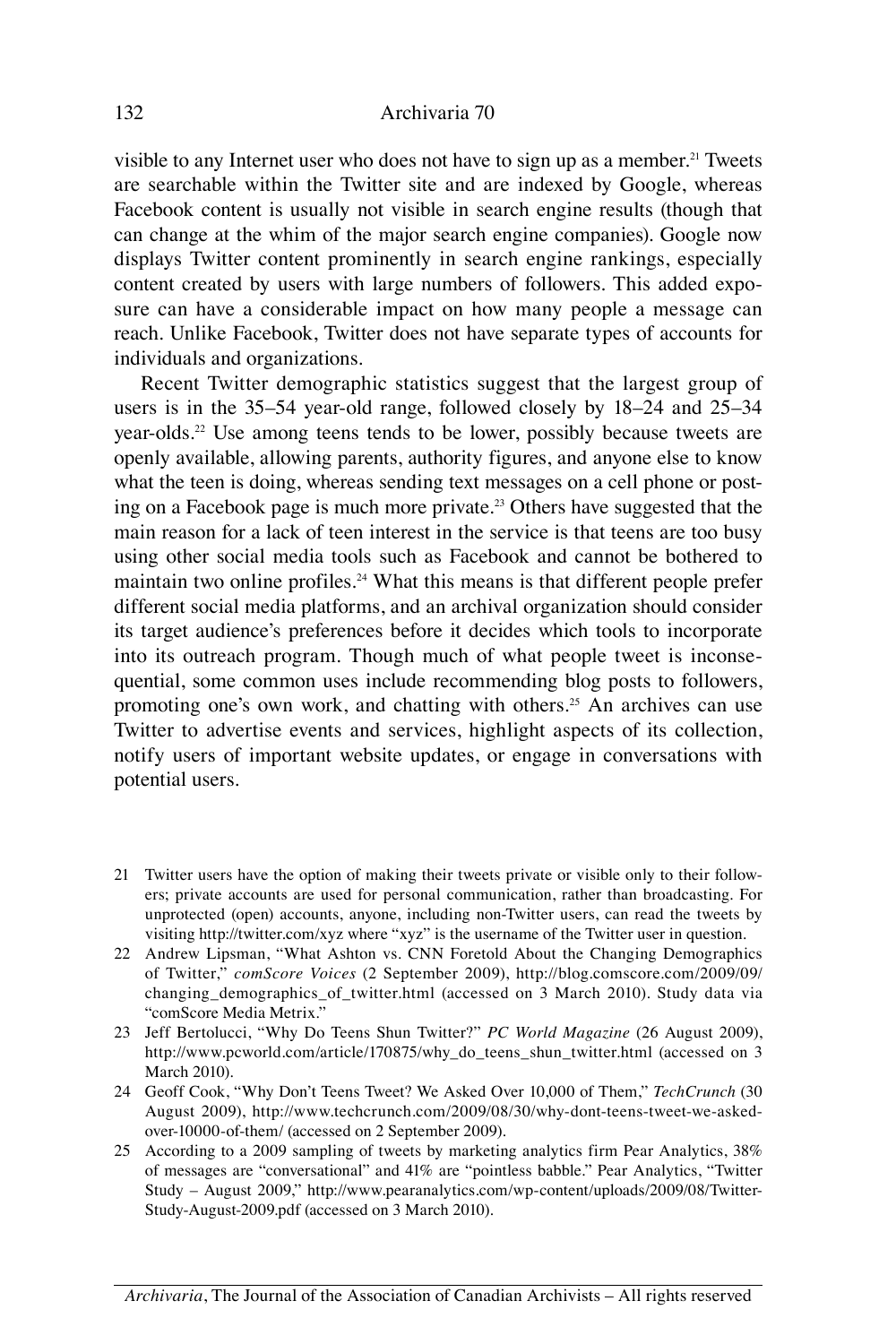visible to any Internet user who does not have to sign up as a member.[21] Tweets are searchable within the Twitter site and are indexed by Google, whereas Facebook content is usually not visible in search engine results (though that can change at the whim of the major search engine companies). Google now displays Twitter content prominently in search engine rankings, especially content created by users with large numbers of followers. This added exposure can have a considerable impact on how many people a message can reach. Unlike Facebook, Twitter does not have separate types of accounts for individuals and organizations.

Recent Twitter demographic statistics suggest that the largest group of users is in the 35–54 year-old range, followed closely by 18–24 and 25–34 year-olds.[22] Use among teens tends to be lower, possibly because tweets are openly available, allowing parents, authority figures, and anyone else to know what the teen is doing, whereas sending text messages on a cell phone or posting on a Facebook page is much more private.[23] Others have suggested that the main reason for a lack of teen interest in the service is that teens are too busy using other social media tools such as Facebook and cannot be bothered to maintain two online profiles.[24] What this means is that different people prefer different social media platforms, and an archival organization should consider its target audience's preferences before it decides which tools to incorporate into its outreach program. Though much of what people tweet is inconsequential, some common uses include recommending blog posts to followers, promoting one's own work, and chatting with others.[25] An archives can use Twitter to advertise events and services, highlight aspects of its collection, notify users of important website updates, or engage in conversations with potential users.

21 Twitter users have the option of making their tweets private or visible only to their followers; private accounts are used for personal communication, rather than broadcasting. For unprotected (open) accounts, anyone, including non-Twitter users, can read the tweets by visiting http://twitter.com/xyz where "xyz" is the username of the Twitter user in question.

22 Andrew Lipsman, "What Ashton vs. CNN Foretold About the Changing Demographics of Twitter," *comScore Voices* (2 September 2009), http://blog.comscore.com/2009/09/changing_demographics_of_twitter.html (accessed on 3 March 2010). Study data via "comScore Media Metrix."

23 Jeff Bertolucci, "Why Do Teens Shun Twitter?" *PC World Magazine* (26 August 2009), http://www.pcworld.com/article/170875/why_do_teens_shun_twitter.html (accessed on 3 March 2010).

24 Geoff Cook, "Why Don't Teens Tweet? We Asked Over 10,000 of Them," *TechCrunch* (30 August 2009), http://www.techcrunch.com/2009/08/30/why-dont-teens-tweet-we-asked-over-10000-of-them/ (accessed on 2 September 2009).

25 According to a 2009 sampling of tweets by marketing analytics firm Pear Analytics, 38% of messages are "conversational" and 41% are "pointless babble." Pear Analytics, "Twitter Study – August 2009," http://www.pearanalytics.com/wp-content/uploads/2009/08/Twitter-Study-August-2009.pdf (accessed on 3 March 2010).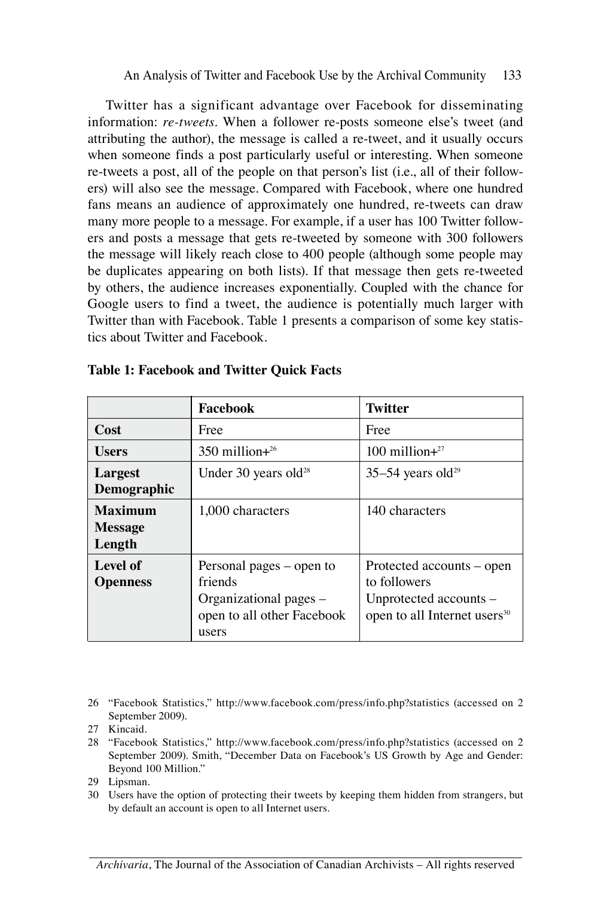Twitter has a significant advantage over Facebook for disseminating information: *re-tweets*. When a follower re-posts someone else's tweet (and attributing the author), the message is called a re-tweet, and it usually occurs when someone finds a post particularly useful or interesting. When someone re-tweets a post, all of the people on that person's list (i.e., all of their followers) will also see the message. Compared with Facebook, where one hundred fans means an audience of approximately one hundred, re-tweets can draw many more people to a message. For example, if a user has 100 Twitter followers and posts a message that gets re-tweeted by someone with 300 followers the message will likely reach close to 400 people (although some people may be duplicates appearing on both lists). If that message then gets re-tweeted by others, the audience increases exponentially. Coupled with the chance for Google users to find a tweet, the audience is potentially much larger with Twitter than with Facebook. Table 1 presents a comparison of some key statistics about Twitter and Facebook.

**Table 1: Facebook and Twitter Quick Facts**

| | **Facebook** | **Twitter** |
|---|---|---|
| **Cost** | Free | Free |
| **Users** | 350 million+[26] | 100 million+[27] |
| **Largest Demographic** | Under 30 years old[28] | 35–54 years old[29] |
| **Maximum Message Length** | 1,000 characters | 140 characters |
| **Level of Openness** | Personal pages – open to friends<br>Organizational pages – open to all other Facebook users | Protected accounts – open to followers<br>Unprotected accounts – open to all Internet users[30] |

26 "Facebook Statistics," http://www.facebook.com/press/info.php?statistics (accessed on 2 September 2009).

27 Kincaid.

28 "Facebook Statistics," http://www.facebook.com/press/info.php?statistics (accessed on 2 September 2009). Smith, "December Data on Facebook's US Growth by Age and Gender: Beyond 100 Million."

29 Lipsman.

30 Users have the option of protecting their tweets by keeping them hidden from strangers, but by default an account is open to all Internet users.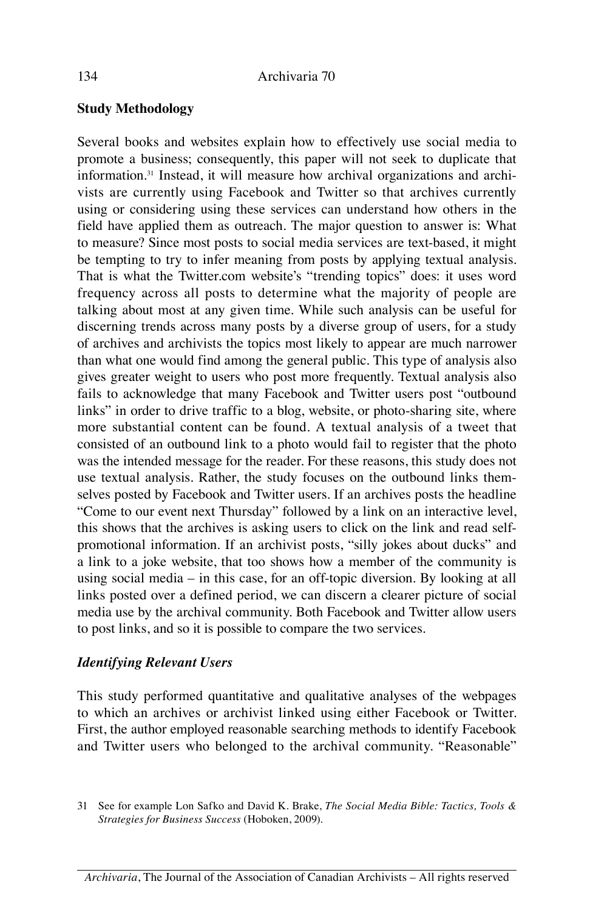## Study Methodology

Several books and websites explain how to effectively use social media to promote a business; consequently, this paper will not seek to duplicate that information.[31] Instead, it will measure how archival organizations and archivists are currently using Facebook and Twitter so that archives currently using or considering using these services can understand how others in the field have applied them as outreach. The major question to answer is: What to measure? Since most posts to social media services are text-based, it might be tempting to try to infer meaning from posts by applying textual analysis. That is what the Twitter.com website's "trending topics" does: it uses word frequency across all posts to determine what the majority of people are talking about most at any given time. While such analysis can be useful for discerning trends across many posts by a diverse group of users, for a study of archives and archivists the topics most likely to appear are much narrower than what one would find among the general public. This type of analysis also gives greater weight to users who post more frequently. Textual analysis also fails to acknowledge that many Facebook and Twitter users post "outbound links" in order to drive traffic to a blog, website, or photo-sharing site, where more substantial content can be found. A textual analysis of a tweet that consisted of an outbound link to a photo would fail to register that the photo was the intended message for the reader. For these reasons, this study does not use textual analysis. Rather, the study focuses on the outbound links themselves posted by Facebook and Twitter users. If an archives posts the headline "Come to our event next Thursday" followed by a link on an interactive level, this shows that the archives is asking users to click on the link and read self-promotional information. If an archivist posts, "silly jokes about ducks" and a link to a joke website, that too shows how a member of the community is using social media – in this case, for an off-topic diversion. By looking at all links posted over a defined period, we can discern a clearer picture of social media use by the archival community. Both Facebook and Twitter allow users to post links, and so it is possible to compare the two services.

### *Identifying Relevant Users*

This study performed quantitative and qualitative analyses of the webpages to which an archives or archivist linked using either Facebook or Twitter. First, the author employed reasonable searching methods to identify Facebook and Twitter users who belonged to the archival community. "Reasonable"

31 See for example Lon Safko and David K. Brake, *The Social Media Bible: Tactics, Tools & Strategies for Business Success* (Hoboken, 2009).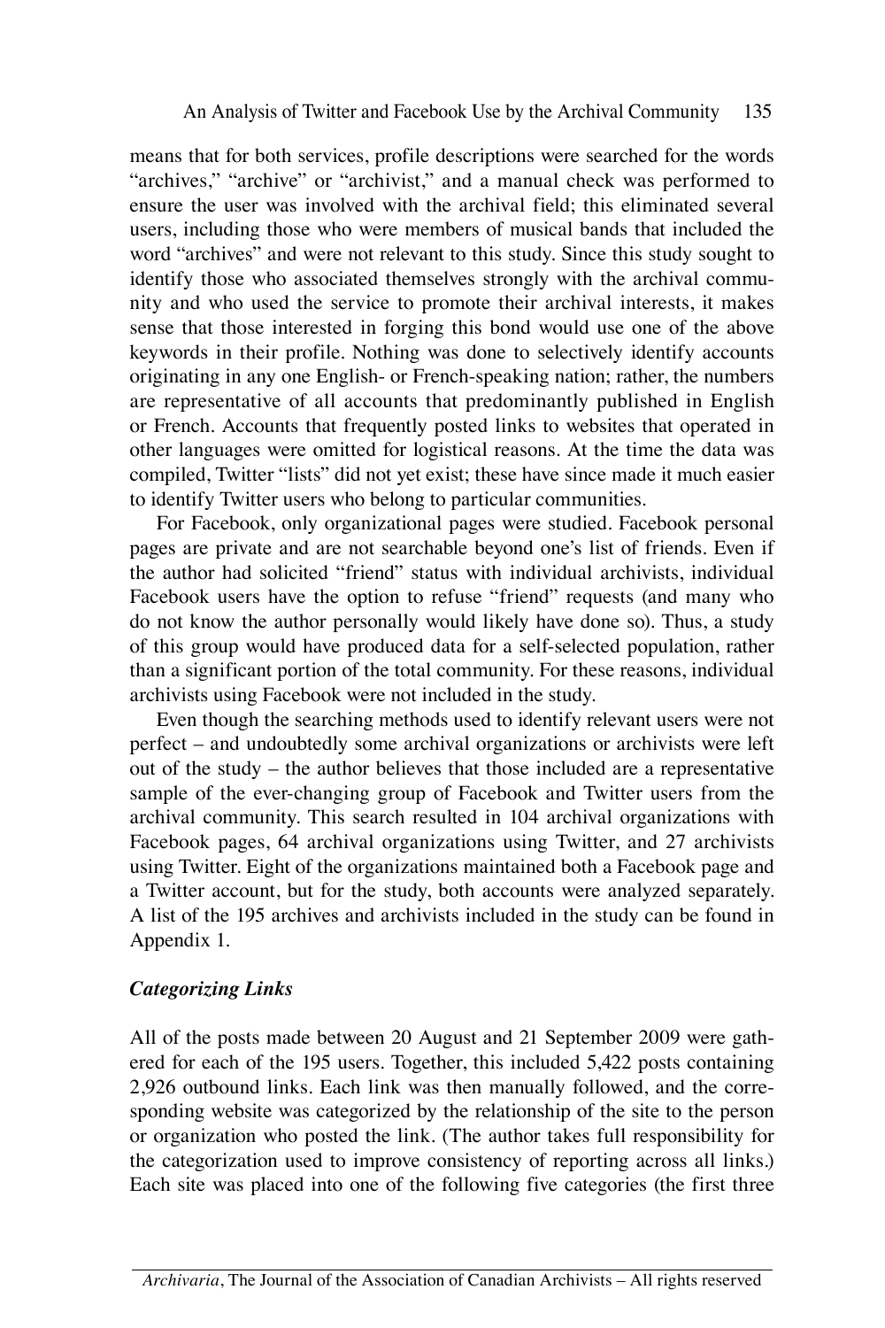means that for both services, profile descriptions were searched for the words "archives," "archive" or "archivist," and a manual check was performed to ensure the user was involved with the archival field; this eliminated several users, including those who were members of musical bands that included the word "archives" and were not relevant to this study. Since this study sought to identify those who associated themselves strongly with the archival community and who used the service to promote their archival interests, it makes sense that those interested in forging this bond would use one of the above keywords in their profile. Nothing was done to selectively identify accounts originating in any one English- or French-speaking nation; rather, the numbers are representative of all accounts that predominantly published in English or French. Accounts that frequently posted links to websites that operated in other languages were omitted for logistical reasons. At the time the data was compiled, Twitter "lists" did not yet exist; these have since made it much easier to identify Twitter users who belong to particular communities.

For Facebook, only organizational pages were studied. Facebook personal pages are private and are not searchable beyond one's list of friends. Even if the author had solicited "friend" status with individual archivists, individual Facebook users have the option to refuse "friend" requests (and many who do not know the author personally would likely have done so). Thus, a study of this group would have produced data for a self-selected population, rather than a significant portion of the total community. For these reasons, individual archivists using Facebook were not included in the study.

Even though the searching methods used to identify relevant users were not perfect – and undoubtedly some archival organizations or archivists were left out of the study – the author believes that those included are a representative sample of the ever-changing group of Facebook and Twitter users from the archival community. This search resulted in 104 archival organizations with Facebook pages, 64 archival organizations using Twitter, and 27 archivists using Twitter. Eight of the organizations maintained both a Facebook page and a Twitter account, but for the study, both accounts were analyzed separately. A list of the 195 archives and archivists included in the study can be found in Appendix 1.

### *Categorizing Links*

All of the posts made between 20 August and 21 September 2009 were gathered for each of the 195 users. Together, this included 5,422 posts containing 2,926 outbound links. Each link was then manually followed, and the corresponding website was categorized by the relationship of the site to the person or organization who posted the link. (The author takes full responsibility for the categorization used to improve consistency of reporting across all links.) Each site was placed into one of the following five categories (the first three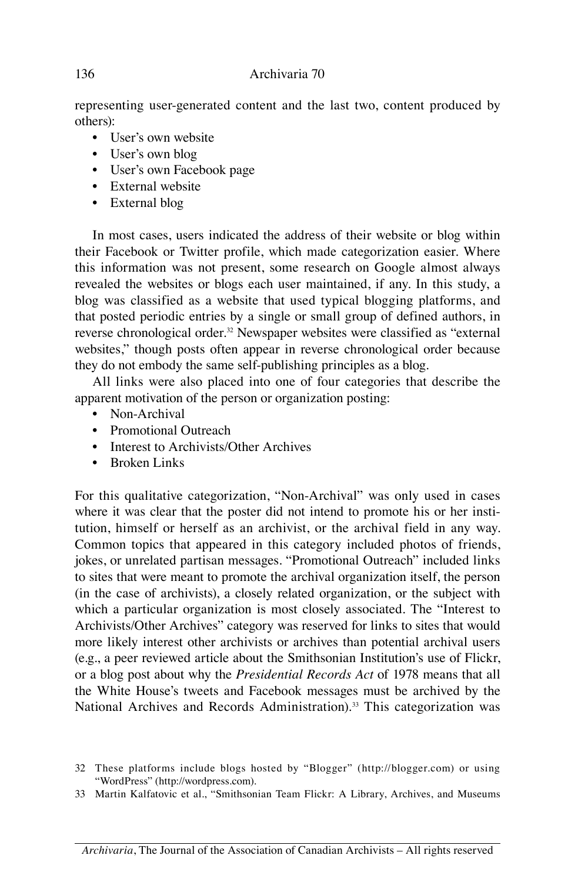representing user-generated content and the last two, content produced by others):

- User's own website
- User's own blog
- User's own Facebook page
- External website
- External blog

In most cases, users indicated the address of their website or blog within their Facebook or Twitter profile, which made categorization easier. Where this information was not present, some research on Google almost always revealed the websites or blogs each user maintained, if any. In this study, a blog was classified as a website that used typical blogging platforms, and that posted periodic entries by a single or small group of defined authors, in reverse chronological order.[32] Newspaper websites were classified as "external websites," though posts often appear in reverse chronological order because they do not embody the same self-publishing principles as a blog.

All links were also placed into one of four categories that describe the apparent motivation of the person or organization posting:

- Non-Archival
- Promotional Outreach
- Interest to Archivists/Other Archives
- Broken Links

For this qualitative categorization, "Non-Archival" was only used in cases where it was clear that the poster did not intend to promote his or her institution, himself or herself as an archivist, or the archival field in any way. Common topics that appeared in this category included photos of friends, jokes, or unrelated partisan messages. "Promotional Outreach" included links to sites that were meant to promote the archival organization itself, the person (in the case of archivists), a closely related organization, or the subject with which a particular organization is most closely associated. The "Interest to Archivists/Other Archives" category was reserved for links to sites that would more likely interest other archivists or archives than potential archival users (e.g., a peer reviewed article about the Smithsonian Institution's use of Flickr, or a blog post about why the *Presidential Records Act* of 1978 means that all the White House's tweets and Facebook messages must be archived by the National Archives and Records Administration).[33] This categorization was

32 These platforms include blogs hosted by "Blogger" (http://blogger.com) or using "WordPress" (http://wordpress.com).

33 Martin Kalfatovic et al., "Smithsonian Team Flickr: A Library, Archives, and Museums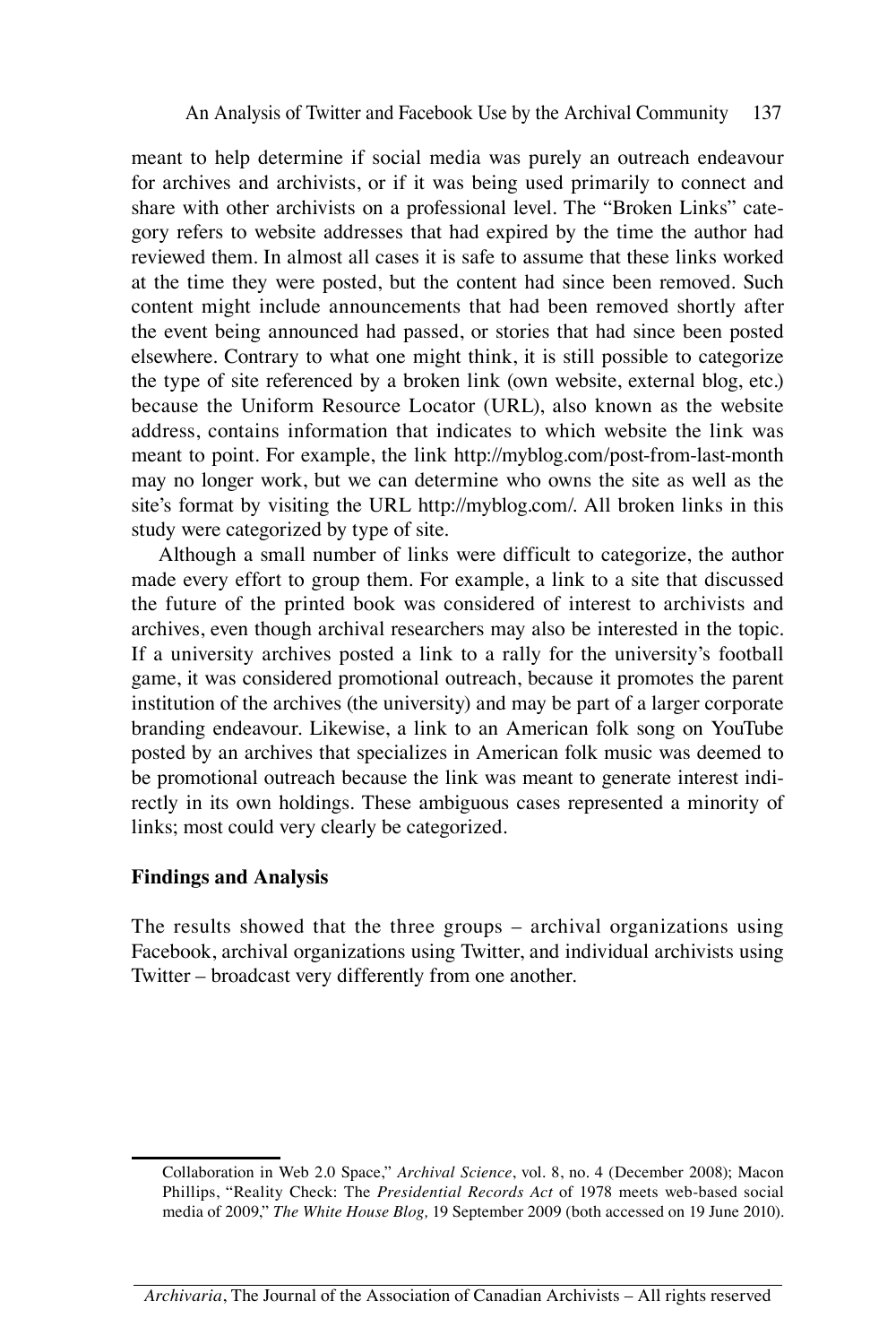meant to help determine if social media was purely an outreach endeavour for archives and archivists, or if it was being used primarily to connect and share with other archivists on a professional level. The "Broken Links" category refers to website addresses that had expired by the time the author had reviewed them. In almost all cases it is safe to assume that these links worked at the time they were posted, but the content had since been removed. Such content might include announcements that had been removed shortly after the event being announced had passed, or stories that had since been posted elsewhere. Contrary to what one might think, it is still possible to categorize the type of site referenced by a broken link (own website, external blog, etc.) because the Uniform Resource Locator (URL), also known as the website address, contains information that indicates to which website the link was meant to point. For example, the link http://myblog.com/post-from-last-month may no longer work, but we can determine who owns the site as well as the site's format by visiting the URL http://myblog.com/. All broken links in this study were categorized by type of site.

Although a small number of links were difficult to categorize, the author made every effort to group them. For example, a link to a site that discussed the future of the printed book was considered of interest to archivists and archives, even though archival researchers may also be interested in the topic. If a university archives posted a link to a rally for the university's football game, it was considered promotional outreach, because it promotes the parent institution of the archives (the university) and may be part of a larger corporate branding endeavour. Likewise, a link to an American folk song on YouTube posted by an archives that specializes in American folk music was deemed to be promotional outreach because the link was meant to generate interest indirectly in its own holdings. These ambiguous cases represented a minority of links; most could very clearly be categorized.

**Findings and Analysis**

The results showed that the three groups – archival organizations using Facebook, archival organizations using Twitter, and individual archivists using Twitter – broadcast very differently from one another.

---

Collaboration in Web 2.0 Space," *Archival Science*, vol. 8, no. 4 (December 2008); Macon Phillips, "Reality Check: The *Presidential Records Act* of 1978 meets web-based social media of 2009," *The White House Blog,* 19 September 2009 (both accessed on 19 June 2010).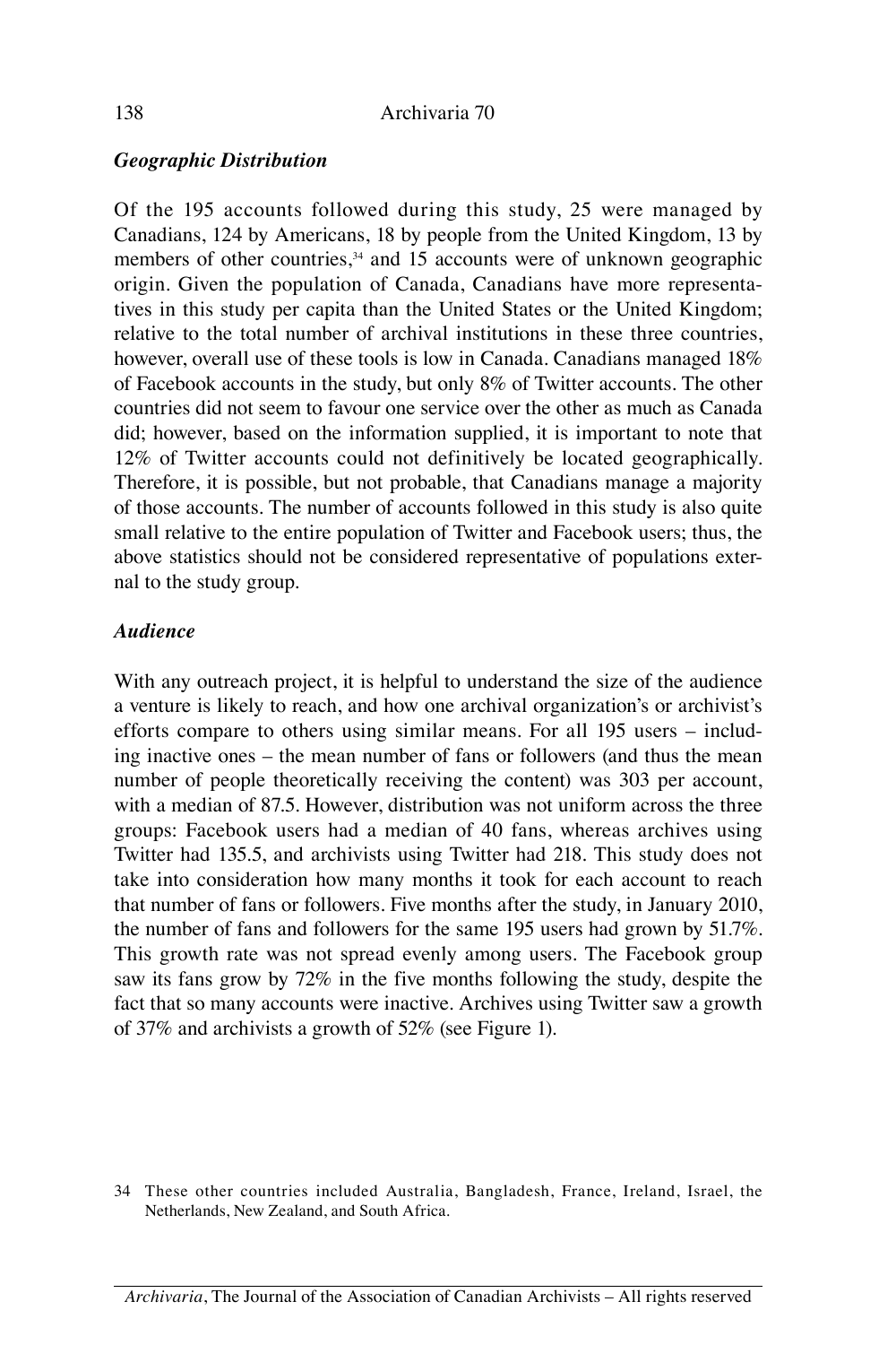### *Geographic Distribution*

Of the 195 accounts followed during this study, 25 were managed by Canadians, 124 by Americans, 18 by people from the United Kingdom, 13 by members of other countries,[34] and 15 accounts were of unknown geographic origin. Given the population of Canada, Canadians have more representatives in this study per capita than the United States or the United Kingdom; relative to the total number of archival institutions in these three countries, however, overall use of these tools is low in Canada. Canadians managed 18% of Facebook accounts in the study, but only 8% of Twitter accounts. The other countries did not seem to favour one service over the other as much as Canada did; however, based on the information supplied, it is important to note that 12% of Twitter accounts could not definitively be located geographically. Therefore, it is possible, but not probable, that Canadians manage a majority of those accounts. The number of accounts followed in this study is also quite small relative to the entire population of Twitter and Facebook users; thus, the above statistics should not be considered representative of populations external to the study group.

### *Audience*

With any outreach project, it is helpful to understand the size of the audience a venture is likely to reach, and how one archival organization's or archivist's efforts compare to others using similar means. For all 195 users – including inactive ones – the mean number of fans or followers (and thus the mean number of people theoretically receiving the content) was 303 per account, with a median of 87.5. However, distribution was not uniform across the three groups: Facebook users had a median of 40 fans, whereas archives using Twitter had 135.5, and archivists using Twitter had 218. This study does not take into consideration how many months it took for each account to reach that number of fans or followers. Five months after the study, in January 2010, the number of fans and followers for the same 195 users had grown by 51.7%. This growth rate was not spread evenly among users. The Facebook group saw its fans grow by 72% in the five months following the study, despite the fact that so many accounts were inactive. Archives using Twitter saw a growth of 37% and archivists a growth of 52% (see Figure 1).

34 These other countries included Australia, Bangladesh, France, Ireland, Israel, the Netherlands, New Zealand, and South Africa.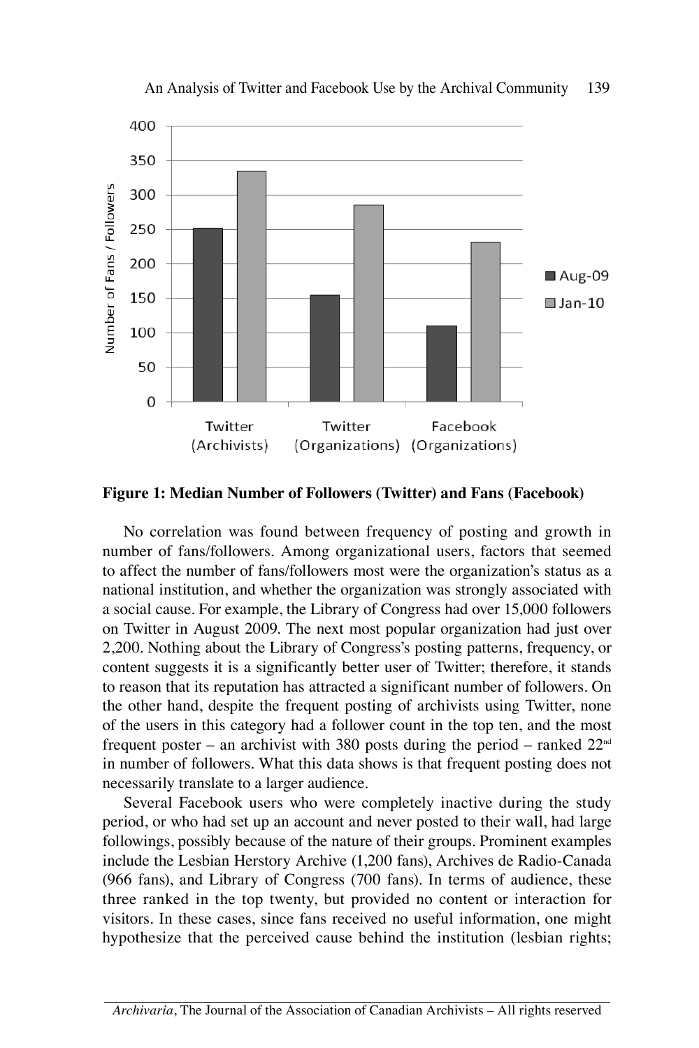**Figure 1: Median Number of Followers (Twitter) and Fans (Facebook)**

No correlation was found between frequency of posting and growth in number of fans/followers. Among organizational users, factors that seemed to affect the number of fans/followers most were the organization's status as a national institution, and whether the organization was strongly associated with a social cause. For example, the Library of Congress had over 15,000 followers on Twitter in August 2009. The next most popular organization had just over 2,200. Nothing about the Library of Congress's posting patterns, frequency, or content suggests it is a significantly better user of Twitter; therefore, it stands to reason that its reputation has attracted a significant number of followers. On the other hand, despite the frequent posting of archivists using Twitter, none of the users in this category had a follower count in the top ten, and the most frequent poster – an archivist with 380 posts during the period – ranked 22nd in number of followers. What this data shows is that frequent posting does not necessarily translate to a larger audience.

Several Facebook users who were completely inactive during the study period, or who had set up an account and never posted to their wall, had large followings, possibly because of the nature of their groups. Prominent examples include the Lesbian Herstory Archive (1,200 fans), Archives de Radio-Canada (966 fans), and Library of Congress (700 fans). In terms of audience, these three ranked in the top twenty, but provided no content or interaction for visitors. In these cases, since fans received no useful information, one might hypothesize that the perceived cause behind the institution (lesbian rights;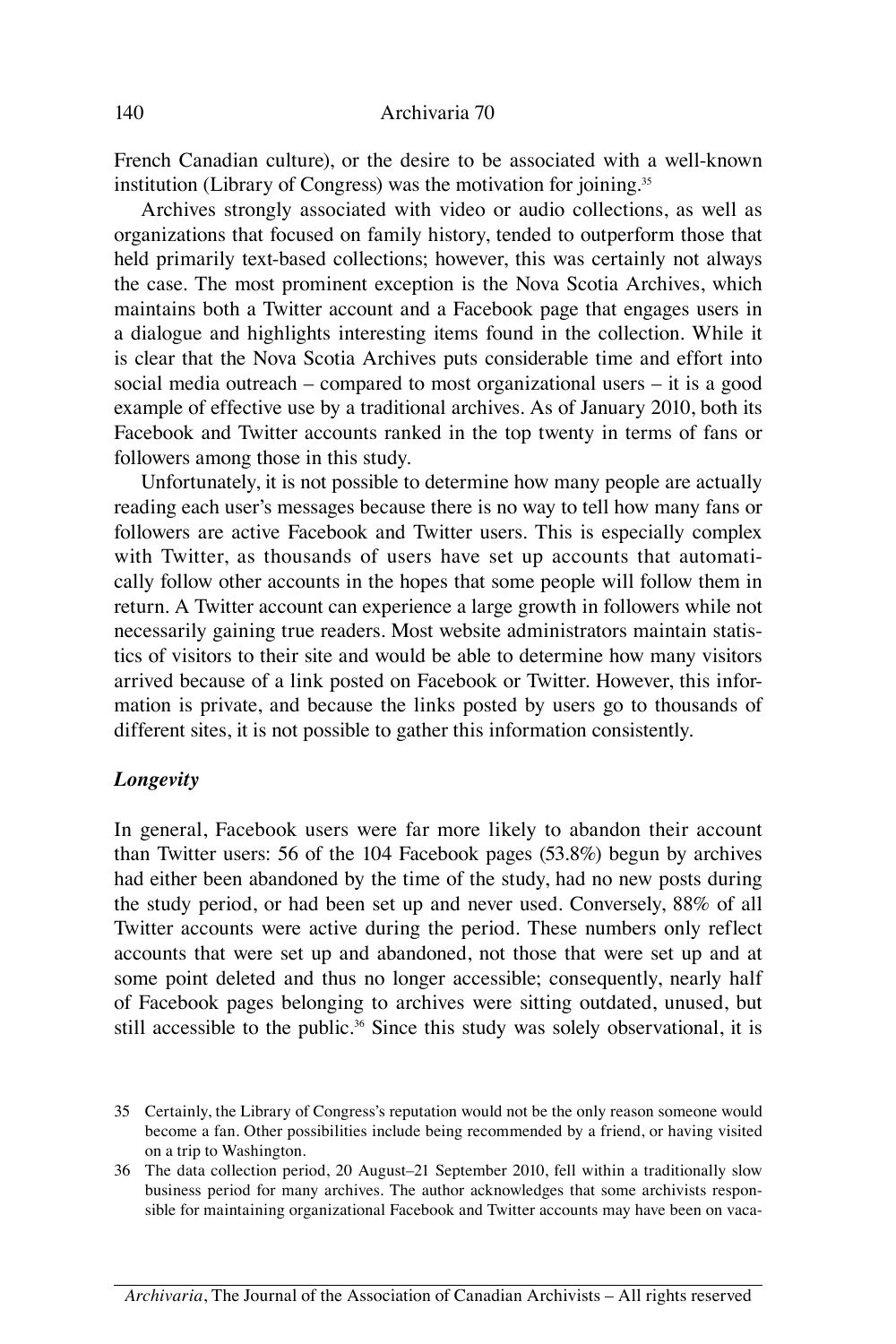French Canadian culture), or the desire to be associated with a well-known institution (Library of Congress) was the motivation for joining.[35]

Archives strongly associated with video or audio collections, as well as organizations that focused on family history, tended to outperform those that held primarily text-based collections; however, this was certainly not always the case. The most prominent exception is the Nova Scotia Archives, which maintains both a Twitter account and a Facebook page that engages users in a dialogue and highlights interesting items found in the collection. While it is clear that the Nova Scotia Archives puts considerable time and effort into social media outreach – compared to most organizational users – it is a good example of effective use by a traditional archives. As of January 2010, both its Facebook and Twitter accounts ranked in the top twenty in terms of fans or followers among those in this study.

Unfortunately, it is not possible to determine how many people are actually reading each user's messages because there is no way to tell how many fans or followers are active Facebook and Twitter users. This is especially complex with Twitter, as thousands of users have set up accounts that automatically follow other accounts in the hopes that some people will follow them in return. A Twitter account can experience a large growth in followers while not necessarily gaining true readers. Most website administrators maintain statistics of visitors to their site and would be able to determine how many visitors arrived because of a link posted on Facebook or Twitter. However, this information is private, and because the links posted by users go to thousands of different sites, it is not possible to gather this information consistently.

### *Longevity*

In general, Facebook users were far more likely to abandon their account than Twitter users: 56 of the 104 Facebook pages (53.8%) begun by archives had either been abandoned by the time of the study, had no new posts during the study period, or had been set up and never used. Conversely, 88% of all Twitter accounts were active during the period. These numbers only reflect accounts that were set up and abandoned, not those that were set up and at some point deleted and thus no longer accessible; consequently, nearly half of Facebook pages belonging to archives were sitting outdated, unused, but still accessible to the public.[36] Since this study was solely observational, it is

35 Certainly, the Library of Congress's reputation would not be the only reason someone would become a fan. Other possibilities include being recommended by a friend, or having visited on a trip to Washington.

36 The data collection period, 20 August–21 September 2010, fell within a traditionally slow business period for many archives. The author acknowledges that some archivists responsible for maintaining organizational Facebook and Twitter accounts may have been on vaca-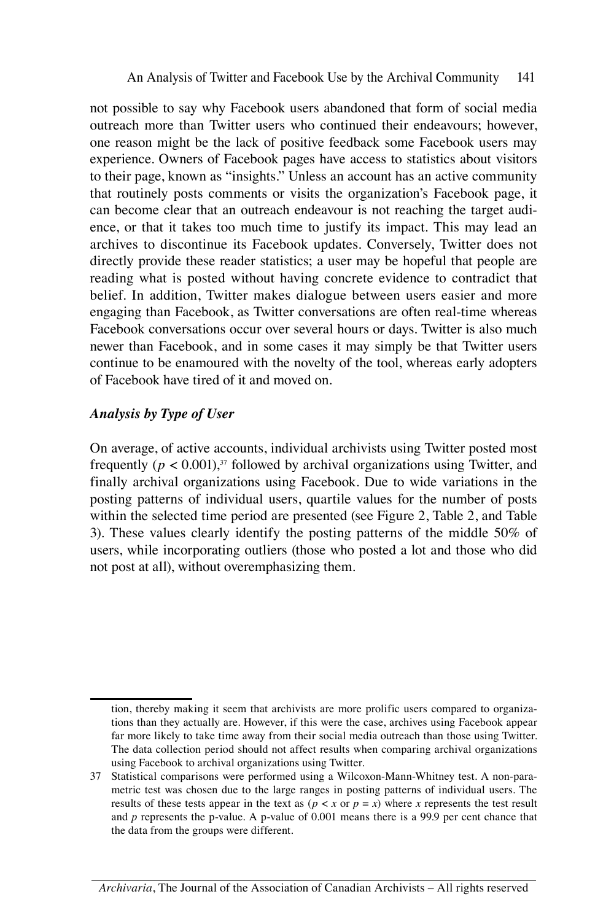not possible to say why Facebook users abandoned that form of social media outreach more than Twitter users who continued their endeavours; however, one reason might be the lack of positive feedback some Facebook users may experience. Owners of Facebook pages have access to statistics about visitors to their page, known as "insights." Unless an account has an active community that routinely posts comments or visits the organization's Facebook page, it can become clear that an outreach endeavour is not reaching the target audience, or that it takes too much time to justify its impact. This may lead an archives to discontinue its Facebook updates. Conversely, Twitter does not directly provide these reader statistics; a user may be hopeful that people are reading what is posted without having concrete evidence to contradict that belief. In addition, Twitter makes dialogue between users easier and more engaging than Facebook, as Twitter conversations are often real-time whereas Facebook conversations occur over several hours or days. Twitter is also much newer than Facebook, and in some cases it may simply be that Twitter users continue to be enamoured with the novelty of the tool, whereas early adopters of Facebook have tired of it and moved on.

### *Analysis by Type of User*

On average, of active accounts, individual archivists using Twitter posted most frequently ($p < 0.001$),[37] followed by archival organizations using Twitter, and finally archival organizations using Facebook. Due to wide variations in the posting patterns of individual users, quartile values for the number of posts within the selected time period are presented (see Figure 2, Table 2, and Table 3). These values clearly identify the posting patterns of the middle 50% of users, while incorporating outliers (those who posted a lot and those who did not post at all), without overemphasizing them.

---

tion, thereby making it seem that archivists are more prolific users compared to organizations than they actually are. However, if this were the case, archives using Facebook appear far more likely to take time away from their social media outreach than those using Twitter. The data collection period should not affect results when comparing archival organizations using Facebook to archival organizations using Twitter.

37 Statistical comparisons were performed using a Wilcoxon-Mann-Whitney test. A non-parametric test was chosen due to the large ranges in posting patterns of individual users. The results of these tests appear in the text as ($p < x$ or $p = x$) where $x$ represents the test result and $p$ represents the p-value. A p-value of 0.001 means there is a 99.9 per cent chance that the data from the groups were different.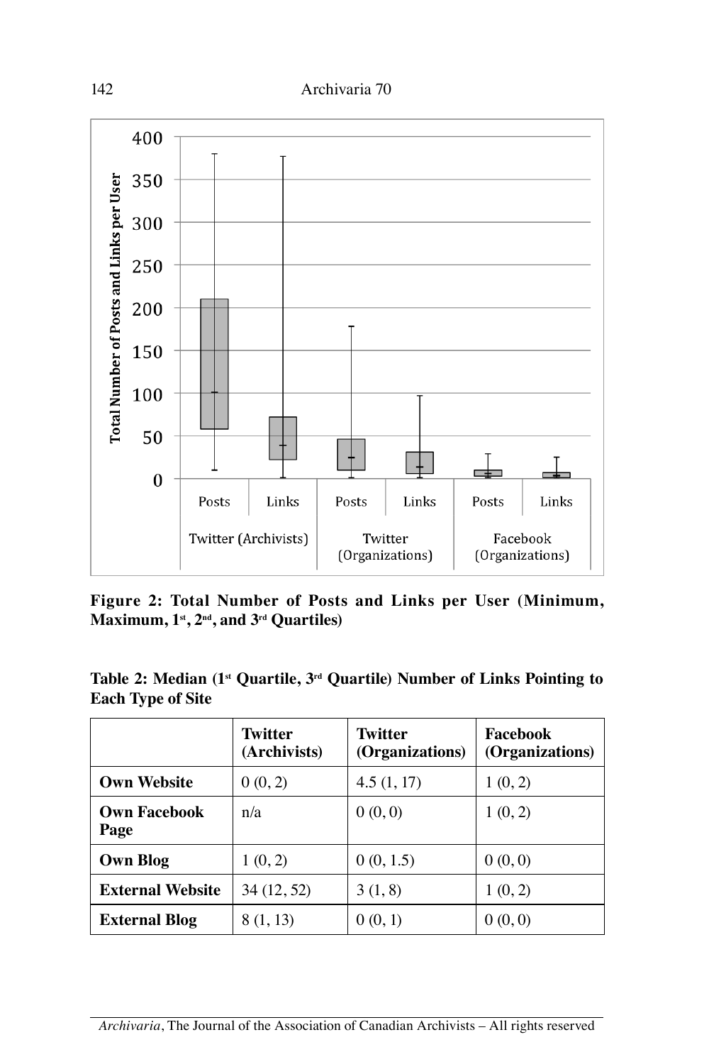**Figure 2: Total Number of Posts and Links per User (Minimum, Maximum, 1st, 2nd, and 3rd Quartiles)**

**Table 2: Median (1st Quartile, 3rd Quartile) Number of Links Pointing to Each Type of Site**

| | Twitter (Archivists) | Twitter (Organizations) | Facebook (Organizations) |
|---|---|---|---|
| **Own Website** | 0 (0, 2) | 4.5 (1, 17) | 1 (0, 2) |
| **Own Facebook Page** | n/a | 0 (0, 0) | 1 (0, 2) |
| **Own Blog** | 1 (0, 2) | 0 (0, 1.5) | 0 (0, 0) |
| **External Website** | 34 (12, 52) | 3 (1, 8) | 1 (0, 2) |
| **External Blog** | 8 (1, 13) | 0 (0, 1) | 0 (0, 0) |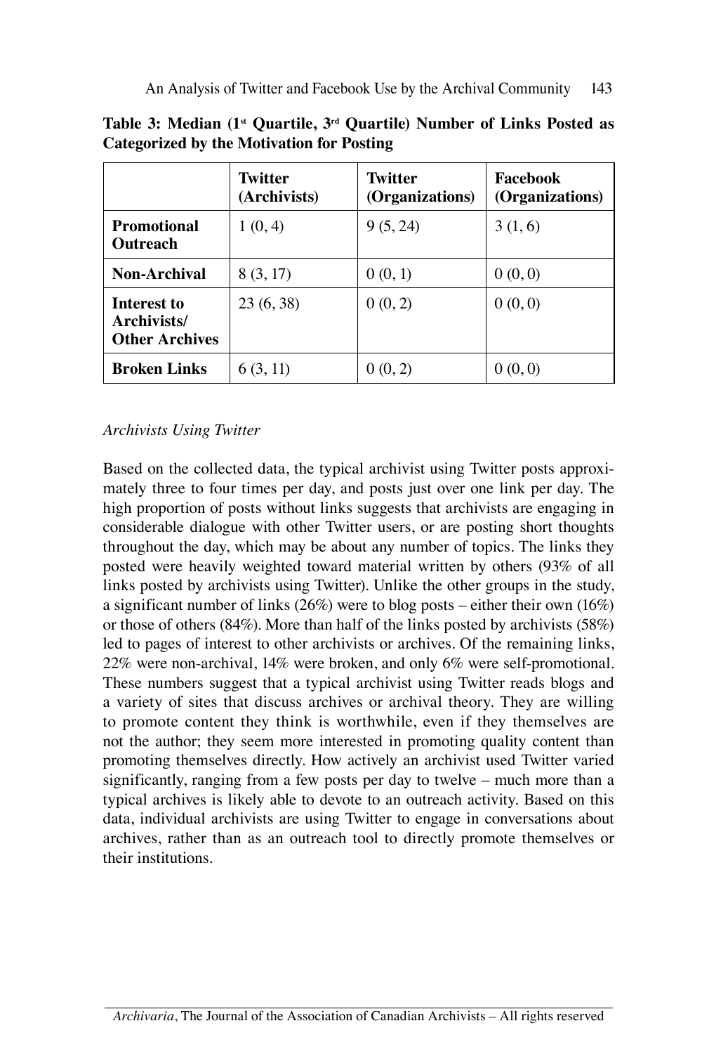**Table 3: Median (1st Quartile, 3rd Quartile) Number of Links Posted as Categorized by the Motivation for Posting**

| | Twitter (Archivists) | Twitter (Organizations) | Facebook (Organizations) |
|---|---|---|---|
| **Promotional Outreach** | 1 (0, 4) | 9 (5, 24) | 3 (1, 6) |
| **Non-Archival** | 8 (3, 17) | 0 (0, 1) | 0 (0, 0) |
| **Interest to Archivists/ Other Archives** | 23 (6, 38) | 0 (0, 2) | 0 (0, 0) |
| **Broken Links** | 6 (3, 11) | 0 (0, 2) | 0 (0, 0) |

*Archivists Using Twitter*

Based on the collected data, the typical archivist using Twitter posts approximately three to four times per day, and posts just over one link per day. The high proportion of posts without links suggests that archivists are engaging in considerable dialogue with other Twitter users, or are posting short thoughts throughout the day, which may be about any number of topics. The links they posted were heavily weighted toward material written by others (93% of all links posted by archivists using Twitter). Unlike the other groups in the study, a significant number of links (26%) were to blog posts – either their own (16%) or those of others (84%). More than half of the links posted by archivists (58%) led to pages of interest to other archivists or archives. Of the remaining links, 22% were non-archival, 14% were broken, and only 6% were self-promotional. These numbers suggest that a typical archivist using Twitter reads blogs and a variety of sites that discuss archives or archival theory. They are willing to promote content they think is worthwhile, even if they themselves are not the author; they seem more interested in promoting quality content than promoting themselves directly. How actively an archivist used Twitter varied significantly, ranging from a few posts per day to twelve – much more than a typical archives is likely able to devote to an outreach activity. Based on this data, individual archivists are using Twitter to engage in conversations about archives, rather than as an outreach tool to directly promote themselves or their institutions.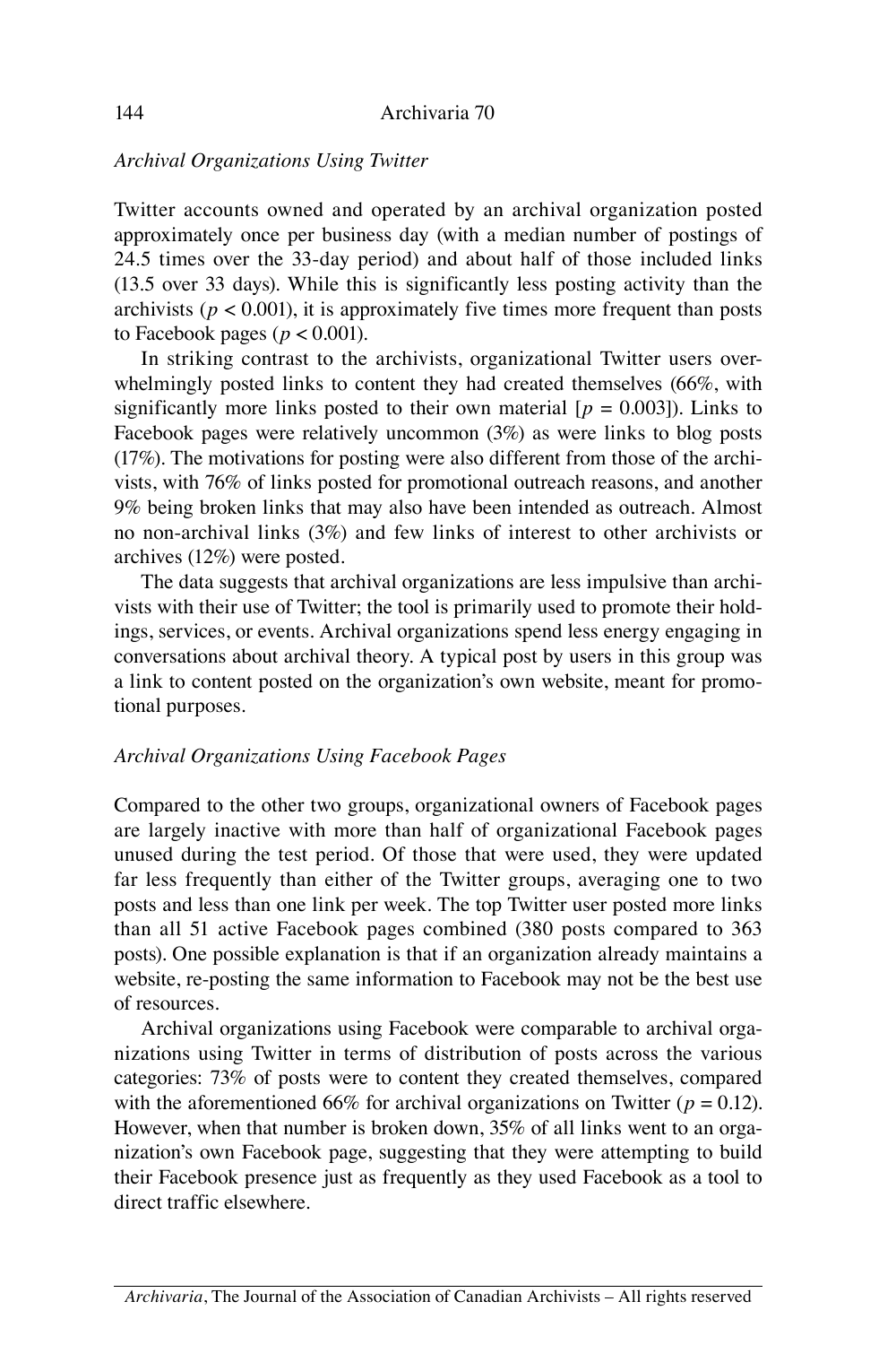### *Archival Organizations Using Twitter*

Twitter accounts owned and operated by an archival organization posted approximately once per business day (with a median number of postings of 24.5 times over the 33-day period) and about half of those included links (13.5 over 33 days). While this is significantly less posting activity than the archivists ($p < 0.001$), it is approximately five times more frequent than posts to Facebook pages ($p < 0.001$).

In striking contrast to the archivists, organizational Twitter users overwhelmingly posted links to content they had created themselves (66%, with significantly more links posted to their own material [$p = 0.003$]). Links to Facebook pages were relatively uncommon (3%) as were links to blog posts (17%). The motivations for posting were also different from those of the archivists, with 76% of links posted for promotional outreach reasons, and another 9% being broken links that may also have been intended as outreach. Almost no non-archival links (3%) and few links of interest to other archivists or archives (12%) were posted.

The data suggests that archival organizations are less impulsive than archivists with their use of Twitter; the tool is primarily used to promote their holdings, services, or events. Archival organizations spend less energy engaging in conversations about archival theory. A typical post by users in this group was a link to content posted on the organization's own website, meant for promotional purposes.

### *Archival Organizations Using Facebook Pages*

Compared to the other two groups, organizational owners of Facebook pages are largely inactive with more than half of organizational Facebook pages unused during the test period. Of those that were used, they were updated far less frequently than either of the Twitter groups, averaging one to two posts and less than one link per week. The top Twitter user posted more links than all 51 active Facebook pages combined (380 posts compared to 363 posts). One possible explanation is that if an organization already maintains a website, re-posting the same information to Facebook may not be the best use of resources.

Archival organizations using Facebook were comparable to archival organizations using Twitter in terms of distribution of posts across the various categories: 73% of posts were to content they created themselves, compared with the aforementioned 66% for archival organizations on Twitter ($p = 0.12$). However, when that number is broken down, 35% of all links went to an organization's own Facebook page, suggesting that they were attempting to build their Facebook presence just as frequently as they used Facebook as a tool to direct traffic elsewhere.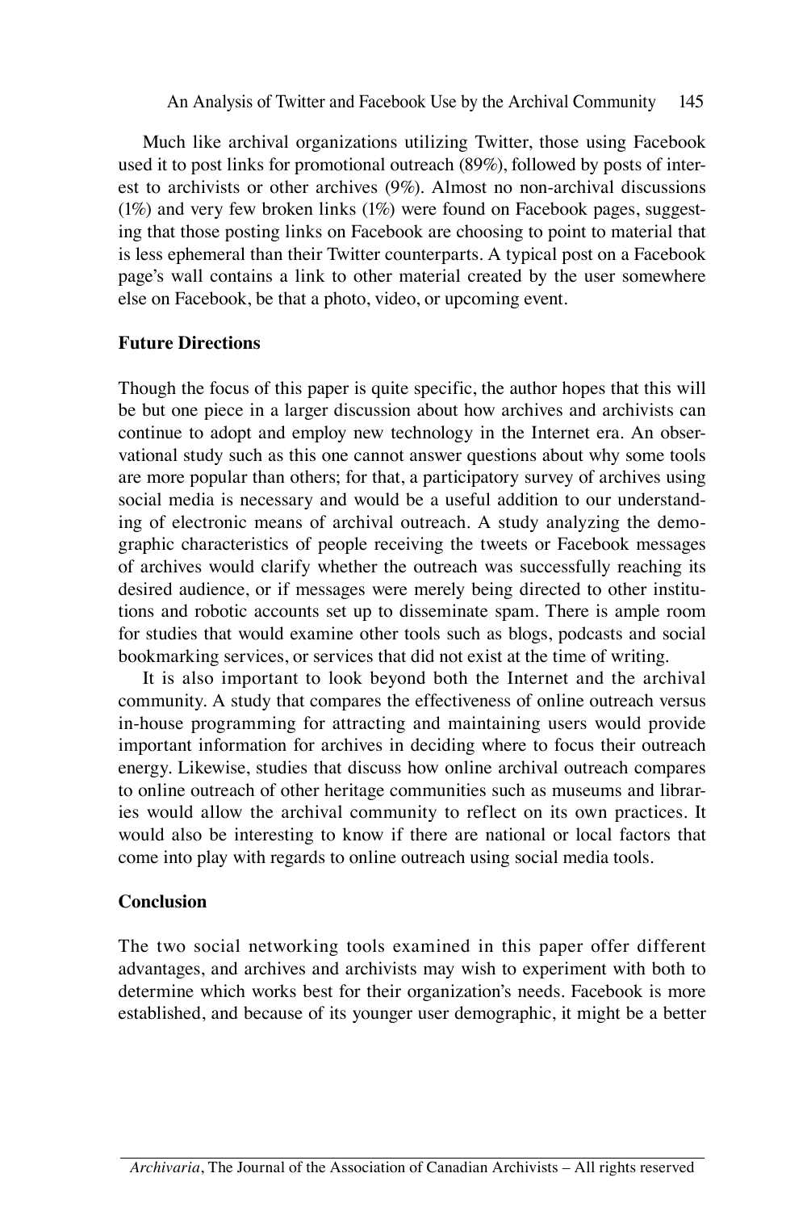Much like archival organizations utilizing Twitter, those using Facebook used it to post links for promotional outreach (89%), followed by posts of interest to archivists or other archives (9%). Almost no non-archival discussions (1%) and very few broken links (1%) were found on Facebook pages, suggesting that those posting links on Facebook are choosing to point to material that is less ephemeral than their Twitter counterparts. A typical post on a Facebook page's wall contains a link to other material created by the user somewhere else on Facebook, be that a photo, video, or upcoming event.

## Future Directions

Though the focus of this paper is quite specific, the author hopes that this will be but one piece in a larger discussion about how archives and archivists can continue to adopt and employ new technology in the Internet era. An observational study such as this one cannot answer questions about why some tools are more popular than others; for that, a participatory survey of archives using social media is necessary and would be a useful addition to our understanding of electronic means of archival outreach. A study analyzing the demographic characteristics of people receiving the tweets or Facebook messages of archives would clarify whether the outreach was successfully reaching its desired audience, or if messages were merely being directed to other institutions and robotic accounts set up to disseminate spam. There is ample room for studies that would examine other tools such as blogs, podcasts and social bookmarking services, or services that did not exist at the time of writing.

It is also important to look beyond both the Internet and the archival community. A study that compares the effectiveness of online outreach versus in-house programming for attracting and maintaining users would provide important information for archives in deciding where to focus their outreach energy. Likewise, studies that discuss how online archival outreach compares to online outreach of other heritage communities such as museums and libraries would allow the archival community to reflect on its own practices. It would also be interesting to know if there are national or local factors that come into play with regards to online outreach using social media tools.

## Conclusion

The two social networking tools examined in this paper offer different advantages, and archives and archivists may wish to experiment with both to determine which works best for their organization's needs. Facebook is more established, and because of its younger user demographic, it might be a better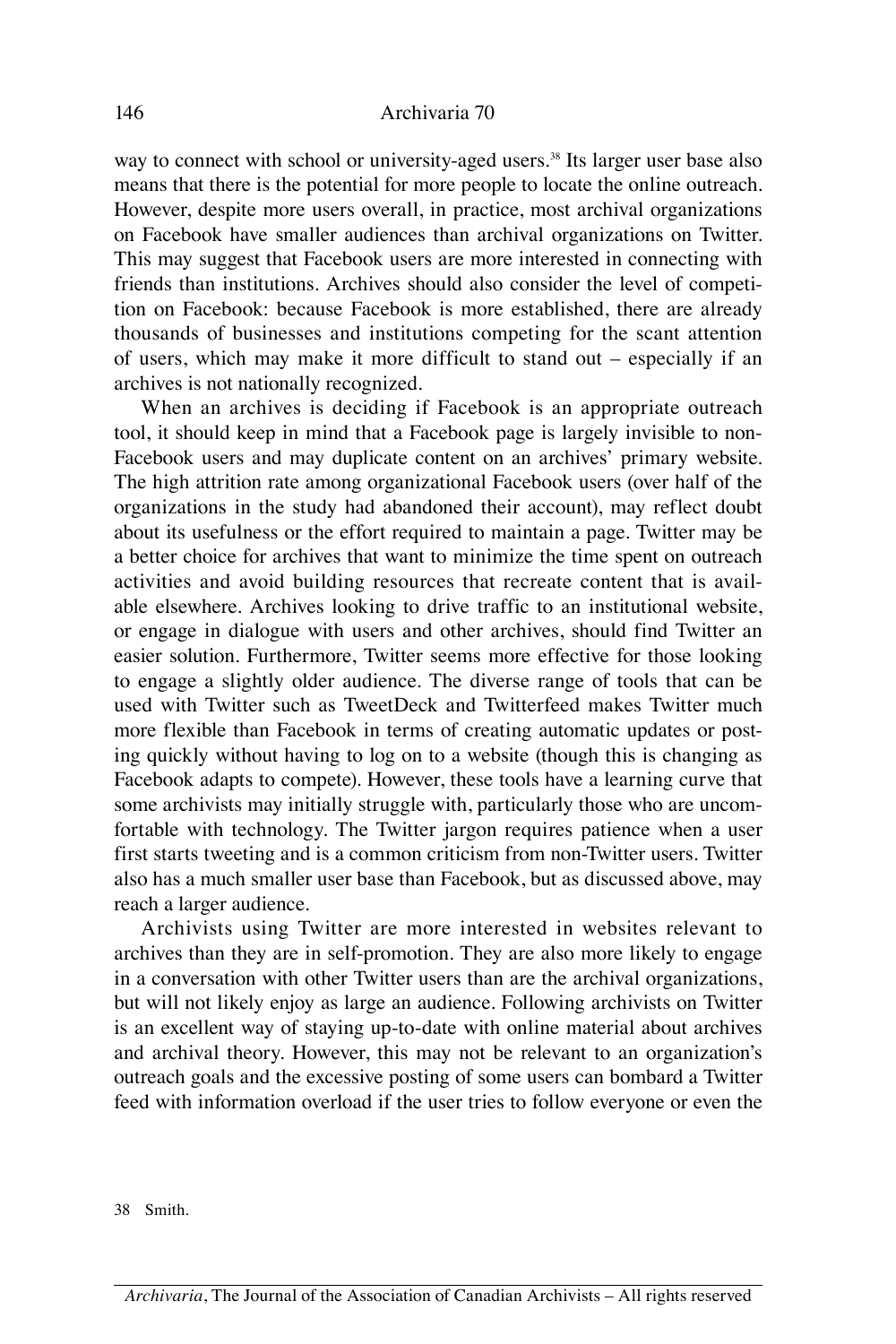way to connect with school or university-aged users.[38] Its larger user base also means that there is the potential for more people to locate the online outreach. However, despite more users overall, in practice, most archival organizations on Facebook have smaller audiences than archival organizations on Twitter. This may suggest that Facebook users are more interested in connecting with friends than institutions. Archives should also consider the level of competition on Facebook: because Facebook is more established, there are already thousands of businesses and institutions competing for the scant attention of users, which may make it more difficult to stand out – especially if an archives is not nationally recognized.

When an archives is deciding if Facebook is an appropriate outreach tool, it should keep in mind that a Facebook page is largely invisible to non-Facebook users and may duplicate content on an archives' primary website. The high attrition rate among organizational Facebook users (over half of the organizations in the study had abandoned their account), may reflect doubt about its usefulness or the effort required to maintain a page. Twitter may be a better choice for archives that want to minimize the time spent on outreach activities and avoid building resources that recreate content that is available elsewhere. Archives looking to drive traffic to an institutional website, or engage in dialogue with users and other archives, should find Twitter an easier solution. Furthermore, Twitter seems more effective for those looking to engage a slightly older audience. The diverse range of tools that can be used with Twitter such as TweetDeck and Twitterfeed makes Twitter much more flexible than Facebook in terms of creating automatic updates or posting quickly without having to log on to a website (though this is changing as Facebook adapts to compete). However, these tools have a learning curve that some archivists may initially struggle with, particularly those who are uncomfortable with technology. The Twitter jargon requires patience when a user first starts tweeting and is a common criticism from non-Twitter users. Twitter also has a much smaller user base than Facebook, but as discussed above, may reach a larger audience.

Archivists using Twitter are more interested in websites relevant to archives than they are in self-promotion. They are also more likely to engage in a conversation with other Twitter users than are the archival organizations, but will not likely enjoy as large an audience. Following archivists on Twitter is an excellent way of staying up-to-date with online material about archives and archival theory. However, this may not be relevant to an organization's outreach goals and the excessive posting of some users can bombard a Twitter feed with information overload if the user tries to follow everyone or even the

38 Smith.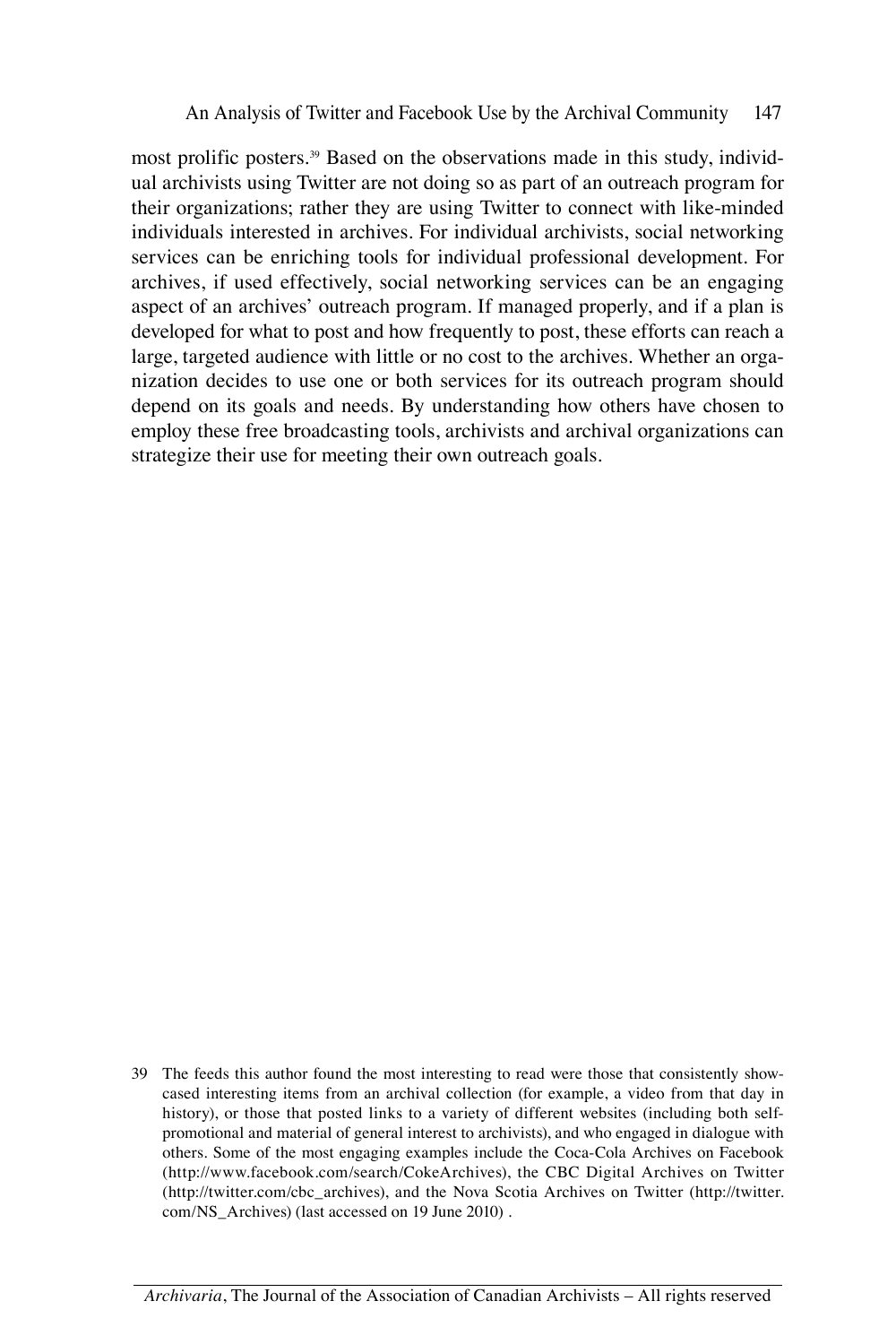most prolific posters.[39] Based on the observations made in this study, individual archivists using Twitter are not doing so as part of an outreach program for their organizations; rather they are using Twitter to connect with like-minded individuals interested in archives. For individual archivists, social networking services can be enriching tools for individual professional development. For archives, if used effectively, social networking services can be an engaging aspect of an archives' outreach program. If managed properly, and if a plan is developed for what to post and how frequently to post, these efforts can reach a large, targeted audience with little or no cost to the archives. Whether an organization decides to use one or both services for its outreach program should depend on its goals and needs. By understanding how others have chosen to employ these free broadcasting tools, archivists and archival organizations can strategize their use for meeting their own outreach goals.

39 The feeds this author found the most interesting to read were those that consistently showcased interesting items from an archival collection (for example, a video from that day in history), or those that posted links to a variety of different websites (including both self-promotional and material of general interest to archivists), and who engaged in dialogue with others. Some of the most engaging examples include the Coca-Cola Archives on Facebook (http://www.facebook.com/search/CokeArchives), the CBC Digital Archives on Twitter (http://twitter.com/cbc_archives), and the Nova Scotia Archives on Twitter (http://twitter.com/NS_Archives) (last accessed on 19 June 2010) .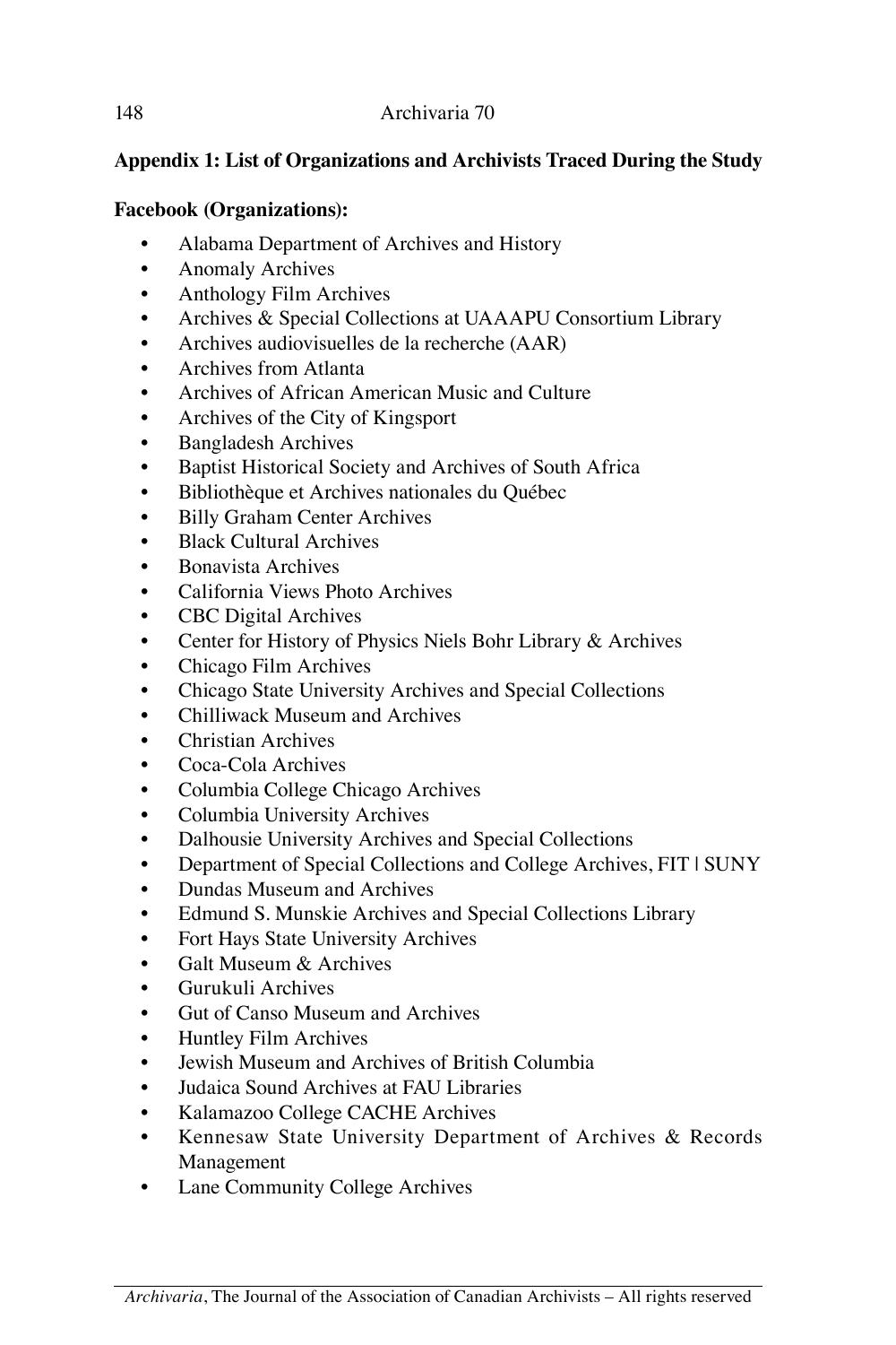## Appendix 1: List of Organizations and Archivists Traced During the Study

**Facebook (Organizations):**

- Alabama Department of Archives and History
- Anomaly Archives
- Anthology Film Archives
- Archives & Special Collections at UAAAPU Consortium Library
- Archives audiovisuelles de la recherche (AAR)
- Archives from Atlanta
- Archives of African American Music and Culture
- Archives of the City of Kingsport
- Bangladesh Archives
- Baptist Historical Society and Archives of South Africa
- Bibliothèque et Archives nationales du Québec
- Billy Graham Center Archives
- Black Cultural Archives
- Bonavista Archives
- California Views Photo Archives
- CBC Digital Archives
- Center for History of Physics Niels Bohr Library & Archives
- Chicago Film Archives
- Chicago State University Archives and Special Collections
- Chilliwack Museum and Archives
- Christian Archives
- Coca-Cola Archives
- Columbia College Chicago Archives
- Columbia University Archives
- Dalhousie University Archives and Special Collections
- Department of Special Collections and College Archives, FIT | SUNY
- Dundas Museum and Archives
- Edmund S. Munskie Archives and Special Collections Library
- Fort Hays State University Archives
- Galt Museum & Archives
- Gurukuli Archives
- Gut of Canso Museum and Archives
- Huntley Film Archives
- Jewish Museum and Archives of British Columbia
- Judaica Sound Archives at FAU Libraries
- Kalamazoo College CACHE Archives
- Kennesaw State University Department of Archives & Records Management
- Lane Community College Archives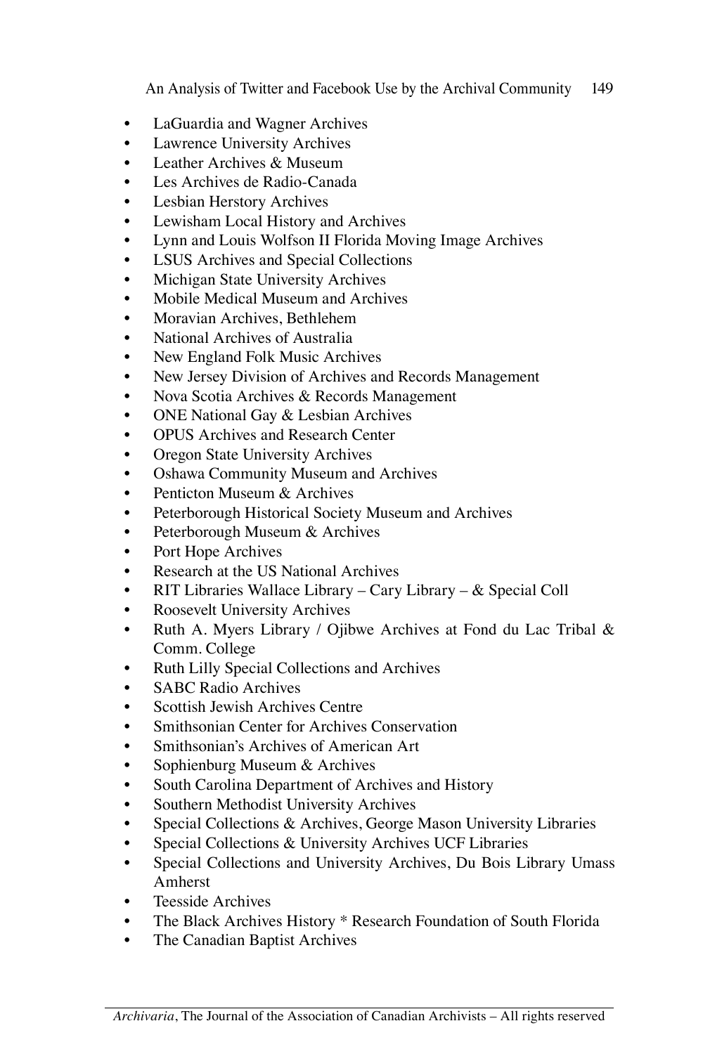- LaGuardia and Wagner Archives
- Lawrence University Archives
- Leather Archives & Museum
- Les Archives de Radio-Canada
- Lesbian Herstory Archives
- Lewisham Local History and Archives
- Lynn and Louis Wolfson II Florida Moving Image Archives
- LSUS Archives and Special Collections
- Michigan State University Archives
- Mobile Medical Museum and Archives
- Moravian Archives, Bethlehem
- National Archives of Australia
- New England Folk Music Archives
- New Jersey Division of Archives and Records Management
- Nova Scotia Archives & Records Management
- ONE National Gay & Lesbian Archives
- OPUS Archives and Research Center
- Oregon State University Archives
- Oshawa Community Museum and Archives
- Penticton Museum & Archives
- Peterborough Historical Society Museum and Archives
- Peterborough Museum & Archives
- Port Hope Archives
- Research at the US National Archives
- RIT Libraries Wallace Library – Cary Library – & Special Coll
- Roosevelt University Archives
- Ruth A. Myers Library / Ojibwe Archives at Fond du Lac Tribal & Comm. College
- Ruth Lilly Special Collections and Archives
- SABC Radio Archives
- Scottish Jewish Archives Centre
- Smithsonian Center for Archives Conservation
- Smithsonian's Archives of American Art
- Sophienburg Museum & Archives
- South Carolina Department of Archives and History
- Southern Methodist University Archives
- Special Collections & Archives, George Mason University Libraries
- Special Collections & University Archives UCF Libraries
- Special Collections and University Archives, Du Bois Library Umass Amherst
- Teesside Archives
- The Black Archives History * Research Foundation of South Florida
- The Canadian Baptist Archives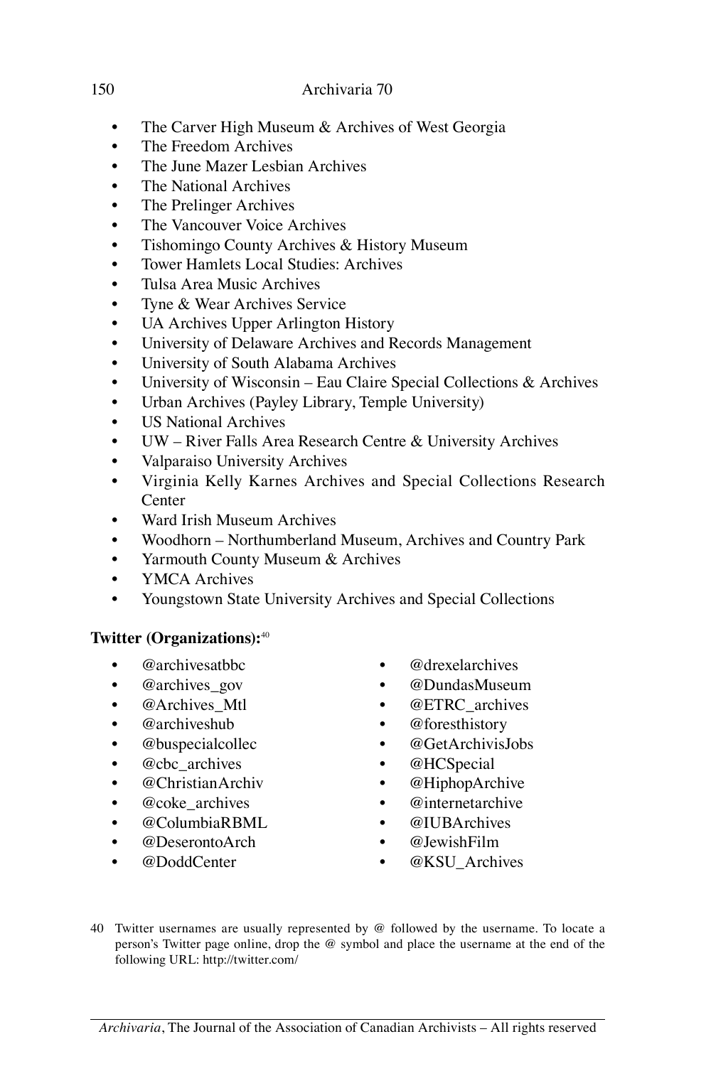- The Carver High Museum & Archives of West Georgia
- The Freedom Archives
- The June Mazer Lesbian Archives
- The National Archives
- The Prelinger Archives
- The Vancouver Voice Archives
- Tishomingo County Archives & History Museum
- Tower Hamlets Local Studies: Archives
- Tulsa Area Music Archives
- Tyne & Wear Archives Service
- UA Archives Upper Arlington History
- University of Delaware Archives and Records Management
- University of South Alabama Archives
- University of Wisconsin – Eau Claire Special Collections & Archives
- Urban Archives (Payley Library, Temple University)
- US National Archives
- UW – River Falls Area Research Centre & University Archives
- Valparaiso University Archives
- Virginia Kelly Karnes Archives and Special Collections Research Center
- Ward Irish Museum Archives
- Woodhorn – Northumberland Museum, Archives and Country Park
- Yarmouth County Museum & Archives
- YMCA Archives
- Youngstown State University Archives and Special Collections

**Twitter (Organizations):**[40]

- @archivesatbbc
- @archives_gov
- @Archives_Mtl
- @archiveshub
- @buspecialcollec
- @cbc_archives
- @ChristianArchiv
- @coke_archives
- @ColumbiaRBML
- @DeserontoArch
- @DoddCenter
- @drexelarchives
- @DundasMuseum
- @ETRC_archives
- @foresthistory
- @GetArchivisJobs
- @HCSpecial
- @HiphopArchive
- @internetarchive
- @IUBArchives
- @JewishFilm
- @KSU_Archives

40 Twitter usernames are usually represented by @ followed by the username. To locate a person's Twitter page online, drop the @ symbol and place the username at the end of the following URL: http://twitter.com/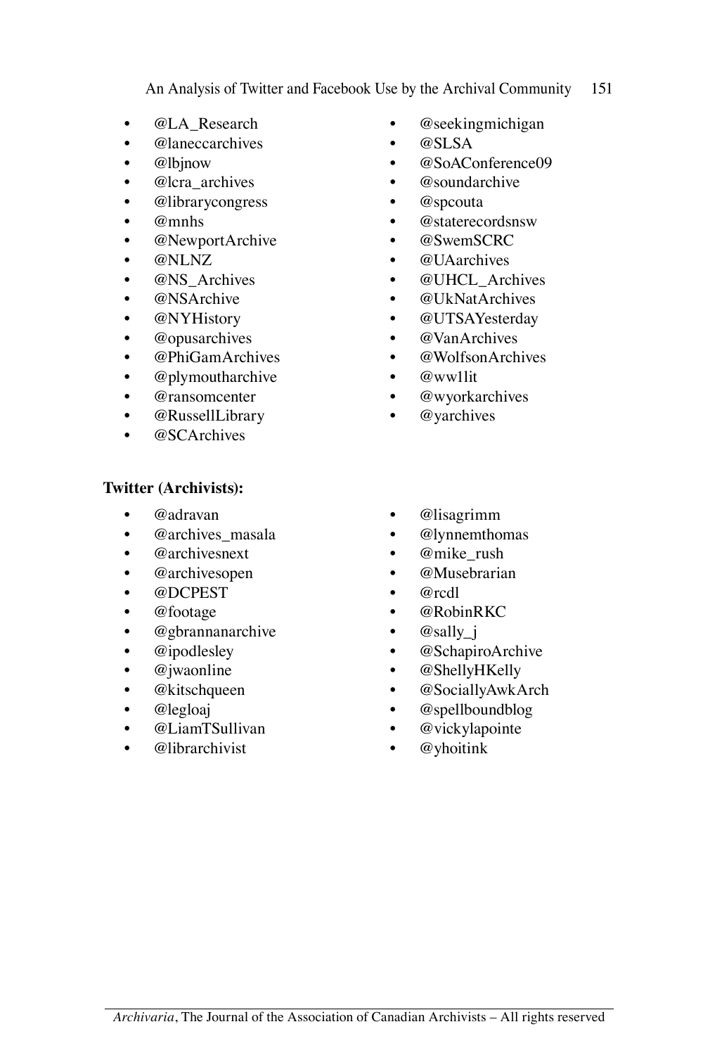- @LA_Research
- @laneccarchives
- @lbjnow
- @lcra_archives
- @librarycongress
- @mnhs
- @NewportArchive
- @NLNZ
- @NS_Archives
- @NSArchive
- @NYHistory
- @opusarchives
- @PhiGamArchives
- @plymoutharchive
- @ransomcenter
- @RussellLibrary
- @SCArchives
- @seekingmichigan
- @SLSA
- @SoAConference09
- @soundarchive
- @spcouta
- @staterecordsnsw
- @SwemSCRC
- @UAarchives
- @UHCL_Archives
- @UkNatArchives
- @UTSAYesterday
- @VanArchives
- @WolfsonArchives
- @ww1lit
- @wyorkarchives
- @yarchives

**Twitter (Archivists):**

- @adravan
- @archives_masala
- @archivesnext
- @archivesopen
- @DCPEST
- @footage
- @gbrannanarchive
- @ipodlesley
- @jwaonline
- @kitschqueen
- @legloaj
- @LiamTSullivan
- @librarchivist
- @lisagrimm
- @lynnemthomas
- @mike_rush
- @Musebrarian
- @rcdl
- @RobinRKC
- @sally_j
- @SchapiroArchive
- @ShellyHKelly
- @SociallyAwkArch
- @spellboundblog
- @vickylapointe
- @yhoitink